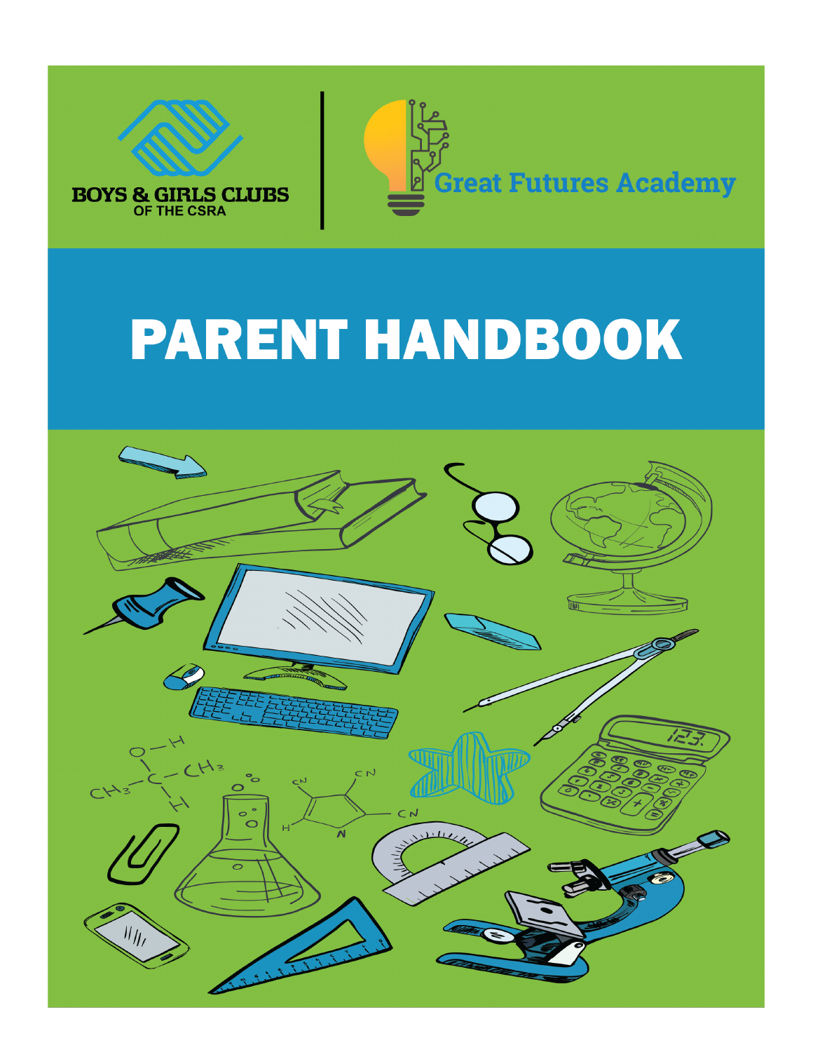BOYS & GIRLS CLUBS
OF THE CSRA

Great Futures Academy

# PARENT HANDBOOK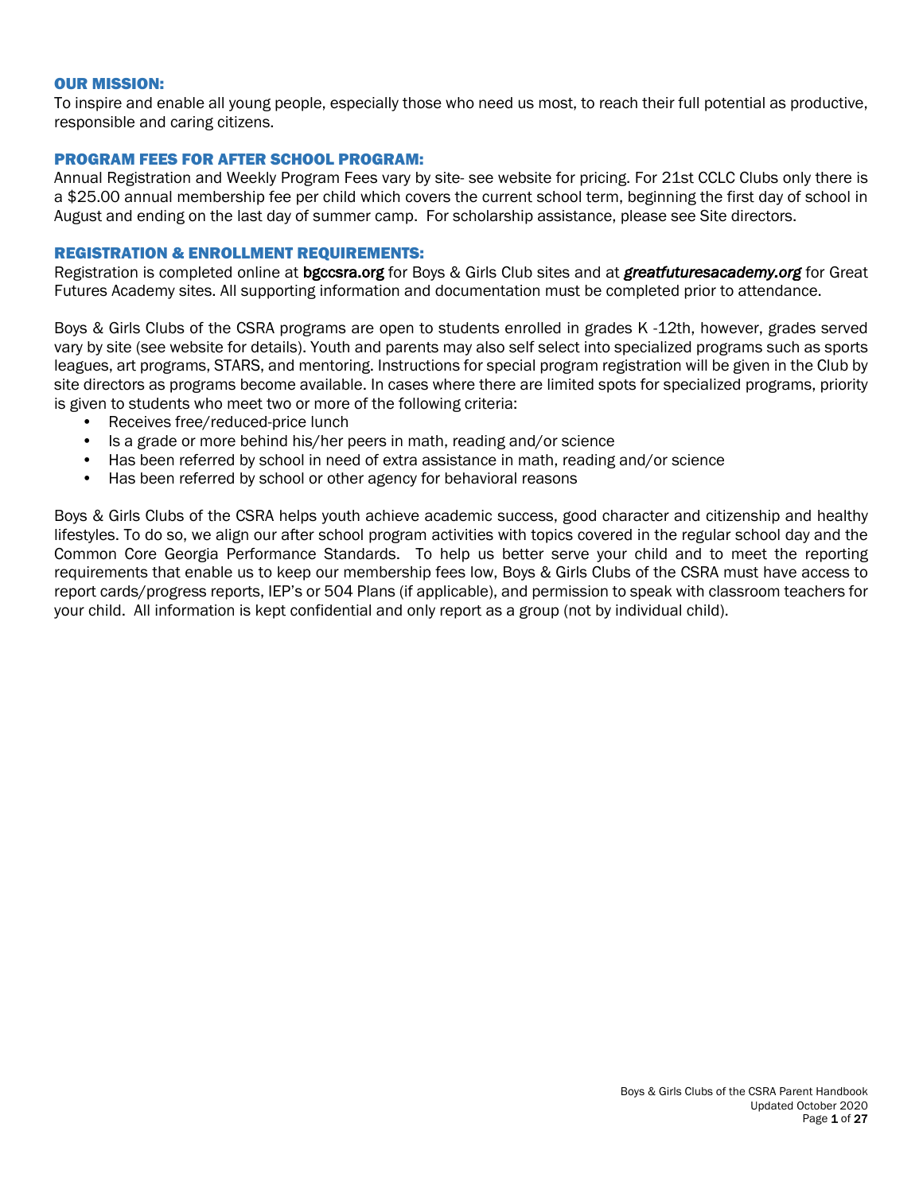## OUR MISSION:

To inspire and enable all young people, especially those who need us most, to reach their full potential as productive, responsible and caring citizens.

## PROGRAM FEES FOR AFTER SCHOOL PROGRAM:

Annual Registration and Weekly Program Fees vary by site- see website for pricing. For 21st CCLC Clubs only there is a $25.00 annual membership fee per child which covers the current school term, beginning the first day of school in August and ending on the last day of summer camp. For scholarship assistance, please see Site directors.

## REGISTRATION & ENROLLMENT REQUIREMENTS:

Registration is completed online at **bgccsra.org** for Boys & Girls Club sites and at ***greatfuturesacademy.org*** for Great Futures Academy sites. All supporting information and documentation must be completed prior to attendance.

Boys & Girls Clubs of the CSRA programs are open to students enrolled in grades K -12th, however, grades served vary by site (see website for details). Youth and parents may also self select into specialized programs such as sports leagues, art programs, STARS, and mentoring. Instructions for special program registration will be given in the Club by site directors as programs become available. In cases where there are limited spots for specialized programs, priority is given to students who meet two or more of the following criteria:

- Receives free/reduced-price lunch
- Is a grade or more behind his/her peers in math, reading and/or science
- Has been referred by school in need of extra assistance in math, reading and/or science
- Has been referred by school or other agency for behavioral reasons

Boys & Girls Clubs of the CSRA helps youth achieve academic success, good character and citizenship and healthy lifestyles. To do so, we align our after school program activities with topics covered in the regular school day and the Common Core Georgia Performance Standards. To help us better serve your child and to meet the reporting requirements that enable us to keep our membership fees low, Boys & Girls Clubs of the CSRA must have access to report cards/progress reports, IEP's or 504 Plans (if applicable), and permission to speak with classroom teachers for your child. All information is kept confidential and only report as a group (not by individual child).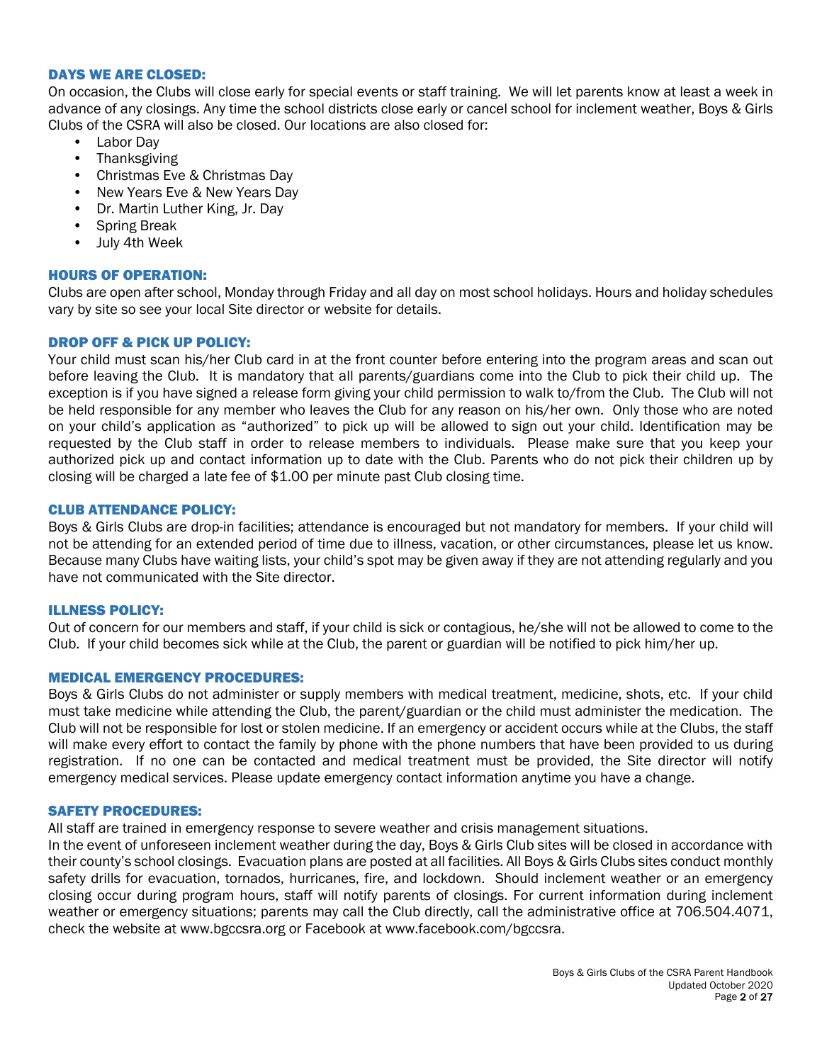## DAYS WE ARE CLOSED:

On occasion, the Clubs will close early for special events or staff training. We will let parents know at least a week in advance of any closings. Any time the school districts close early or cancel school for inclement weather, Boys & Girls Clubs of the CSRA will also be closed. Our locations are also closed for:

- Labor Day
- Thanksgiving
- Christmas Eve & Christmas Day
- New Years Eve & New Years Day
- Dr. Martin Luther King, Jr. Day
- Spring Break
- July 4th Week

## HOURS OF OPERATION:

Clubs are open after school, Monday through Friday and all day on most school holidays. Hours and holiday schedules vary by site so see your local Site director or website for details.

## DROP OFF & PICK UP POLICY:

Your child must scan his/her Club card in at the front counter before entering into the program areas and scan out before leaving the Club. It is mandatory that all parents/guardians come into the Club to pick their child up. The exception is if you have signed a release form giving your child permission to walk to/from the Club. The Club will not be held responsible for any member who leaves the Club for any reason on his/her own. Only those who are noted on your child's application as "authorized" to pick up will be allowed to sign out your child. Identification may be requested by the Club staff in order to release members to individuals. Please make sure that you keep your authorized pick up and contact information up to date with the Club. Parents who do not pick their children up by closing will be charged a late fee of $1.00 per minute past Club closing time.

## CLUB ATTENDANCE POLICY:

Boys & Girls Clubs are drop-in facilities; attendance is encouraged but not mandatory for members. If your child will not be attending for an extended period of time due to illness, vacation, or other circumstances, please let us know. Because many Clubs have waiting lists, your child's spot may be given away if they are not attending regularly and you have not communicated with the Site director.

## ILLNESS POLICY:

Out of concern for our members and staff, if your child is sick or contagious, he/she will not be allowed to come to the Club. If your child becomes sick while at the Club, the parent or guardian will be notified to pick him/her up.

## MEDICAL EMERGENCY PROCEDURES:

Boys & Girls Clubs do not administer or supply members with medical treatment, medicine, shots, etc. If your child must take medicine while attending the Club, the parent/guardian or the child must administer the medication. The Club will not be responsible for lost or stolen medicine. If an emergency or accident occurs while at the Clubs, the staff will make every effort to contact the family by phone with the phone numbers that have been provided to us during registration. If no one can be contacted and medical treatment must be provided, the Site director will notify emergency medical services. Please update emergency contact information anytime you have a change.

## SAFETY PROCEDURES:

All staff are trained in emergency response to severe weather and crisis management situations.

In the event of unforeseen inclement weather during the day, Boys & Girls Club sites will be closed in accordance with their county's school closings. Evacuation plans are posted at all facilities. All Boys & Girls Clubs sites conduct monthly safety drills for evacuation, tornados, hurricanes, fire, and lockdown. Should inclement weather or an emergency closing occur during program hours, staff will notify parents of closings. For current information during inclement weather or emergency situations; parents may call the Club directly, call the administrative office at 706.504.4071, check the website at www.bgccsra.org or Facebook at www.facebook.com/bgccsra.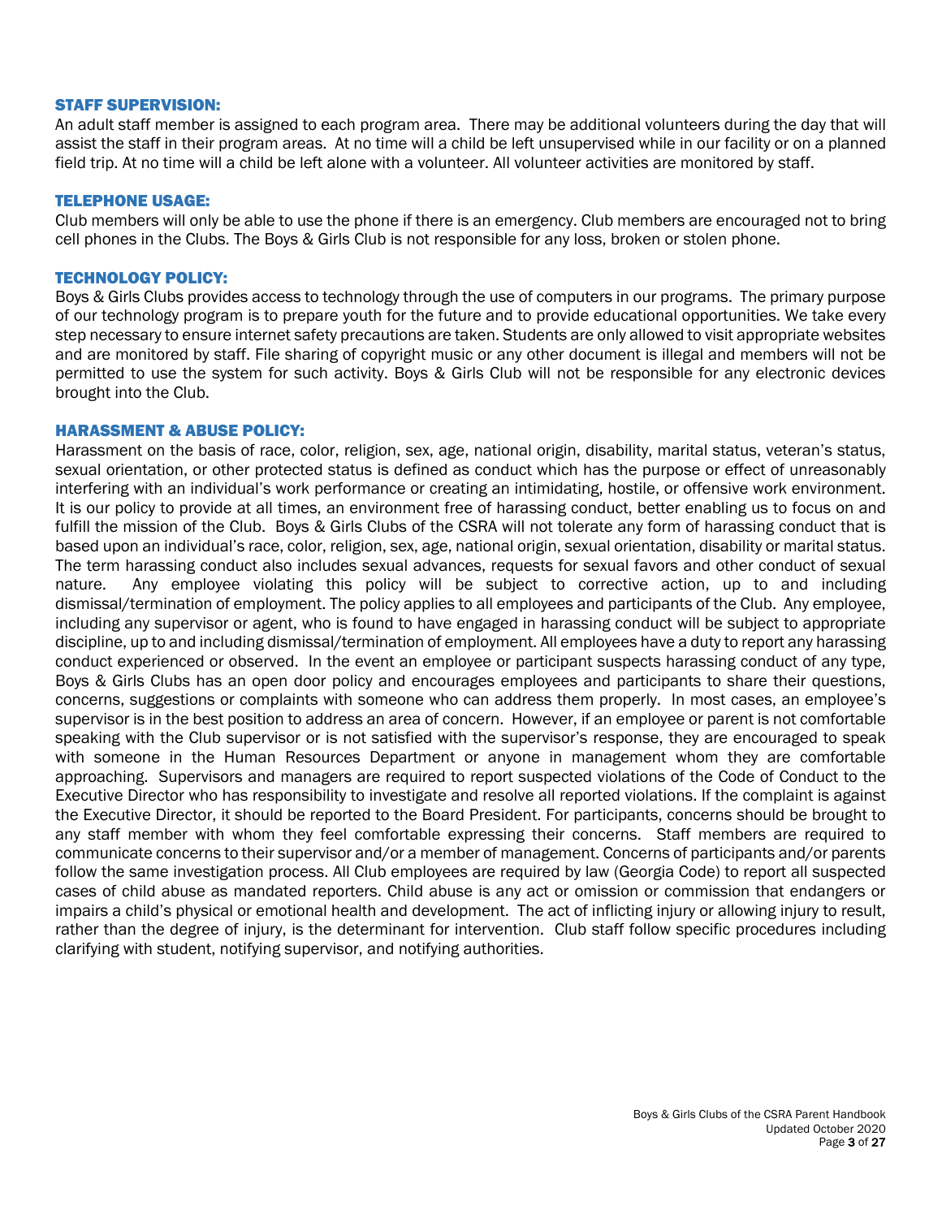## STAFF SUPERVISION:

An adult staff member is assigned to each program area. There may be additional volunteers during the day that will assist the staff in their program areas. At no time will a child be left unsupervised while in our facility or on a planned field trip. At no time will a child be left alone with a volunteer. All volunteer activities are monitored by staff.

## TELEPHONE USAGE:

Club members will only be able to use the phone if there is an emergency. Club members are encouraged not to bring cell phones in the Clubs. The Boys & Girls Club is not responsible for any loss, broken or stolen phone.

## TECHNOLOGY POLICY:

Boys & Girls Clubs provides access to technology through the use of computers in our programs. The primary purpose of our technology program is to prepare youth for the future and to provide educational opportunities. We take every step necessary to ensure internet safety precautions are taken. Students are only allowed to visit appropriate websites and are monitored by staff. File sharing of copyright music or any other document is illegal and members will not be permitted to use the system for such activity. Boys & Girls Club will not be responsible for any electronic devices brought into the Club.

## HARASSMENT & ABUSE POLICY:

Harassment on the basis of race, color, religion, sex, age, national origin, disability, marital status, veteran's status, sexual orientation, or other protected status is defined as conduct which has the purpose or effect of unreasonably interfering with an individual's work performance or creating an intimidating, hostile, or offensive work environment. It is our policy to provide at all times, an environment free of harassing conduct, better enabling us to focus on and fulfill the mission of the Club. Boys & Girls Clubs of the CSRA will not tolerate any form of harassing conduct that is based upon an individual's race, color, religion, sex, age, national origin, sexual orientation, disability or marital status. The term harassing conduct also includes sexual advances, requests for sexual favors and other conduct of sexual nature. Any employee violating this policy will be subject to corrective action, up to and including dismissal/termination of employment. The policy applies to all employees and participants of the Club. Any employee, including any supervisor or agent, who is found to have engaged in harassing conduct will be subject to appropriate discipline, up to and including dismissal/termination of employment. All employees have a duty to report any harassing conduct experienced or observed. In the event an employee or participant suspects harassing conduct of any type, Boys & Girls Clubs has an open door policy and encourages employees and participants to share their questions, concerns, suggestions or complaints with someone who can address them properly. In most cases, an employee's supervisor is in the best position to address an area of concern. However, if an employee or parent is not comfortable speaking with the Club supervisor or is not satisfied with the supervisor's response, they are encouraged to speak with someone in the Human Resources Department or anyone in management whom they are comfortable approaching. Supervisors and managers are required to report suspected violations of the Code of Conduct to the Executive Director who has responsibility to investigate and resolve all reported violations. If the complaint is against the Executive Director, it should be reported to the Board President. For participants, concerns should be brought to any staff member with whom they feel comfortable expressing their concerns. Staff members are required to communicate concerns to their supervisor and/or a member of management. Concerns of participants and/or parents follow the same investigation process. All Club employees are required by law (Georgia Code) to report all suspected cases of child abuse as mandated reporters. Child abuse is any act or omission or commission that endangers or impairs a child's physical or emotional health and development. The act of inflicting injury or allowing injury to result, rather than the degree of injury, is the determinant for intervention. Club staff follow specific procedures including clarifying with student, notifying supervisor, and notifying authorities.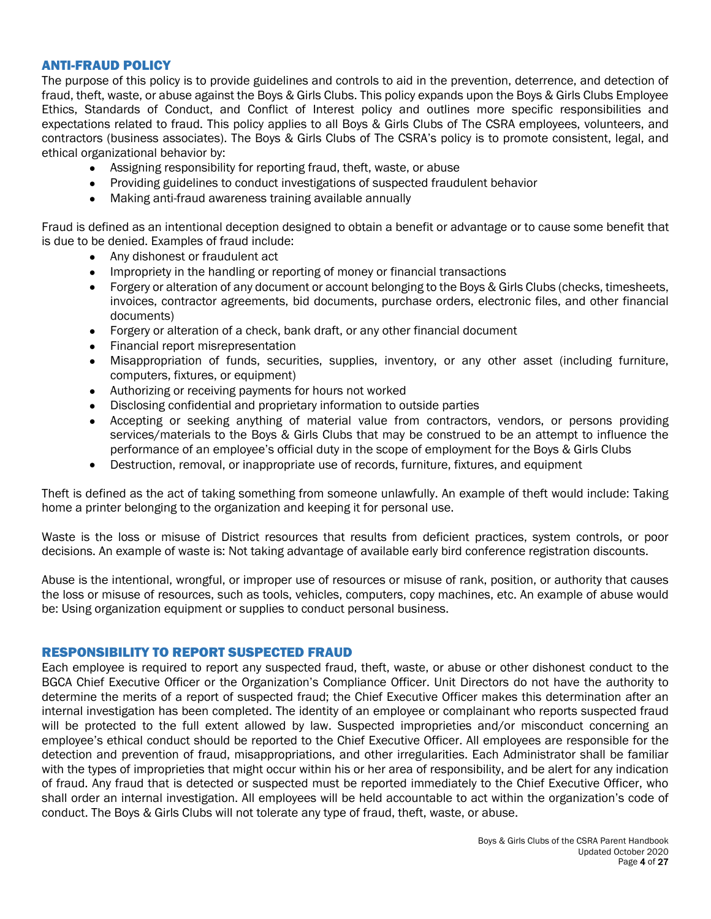## ANTI-FRAUD POLICY

The purpose of this policy is to provide guidelines and controls to aid in the prevention, deterrence, and detection of fraud, theft, waste, or abuse against the Boys & Girls Clubs. This policy expands upon the Boys & Girls Clubs Employee Ethics, Standards of Conduct, and Conflict of Interest policy and outlines more specific responsibilities and expectations related to fraud. This policy applies to all Boys & Girls Clubs of The CSRA employees, volunteers, and contractors (business associates). The Boys & Girls Clubs of The CSRA's policy is to promote consistent, legal, and ethical organizational behavior by:

- Assigning responsibility for reporting fraud, theft, waste, or abuse
- Providing guidelines to conduct investigations of suspected fraudulent behavior
- Making anti-fraud awareness training available annually

Fraud is defined as an intentional deception designed to obtain a benefit or advantage or to cause some benefit that is due to be denied. Examples of fraud include:

- Any dishonest or fraudulent act
- Impropriety in the handling or reporting of money or financial transactions
- Forgery or alteration of any document or account belonging to the Boys & Girls Clubs (checks, timesheets, invoices, contractor agreements, bid documents, purchase orders, electronic files, and other financial documents)
- Forgery or alteration of a check, bank draft, or any other financial document
- Financial report misrepresentation
- Misappropriation of funds, securities, supplies, inventory, or any other asset (including furniture, computers, fixtures, or equipment)
- Authorizing or receiving payments for hours not worked
- Disclosing confidential and proprietary information to outside parties
- Accepting or seeking anything of material value from contractors, vendors, or persons providing services/materials to the Boys & Girls Clubs that may be construed to be an attempt to influence the performance of an employee's official duty in the scope of employment for the Boys & Girls Clubs
- Destruction, removal, or inappropriate use of records, furniture, fixtures, and equipment

Theft is defined as the act of taking something from someone unlawfully. An example of theft would include: Taking home a printer belonging to the organization and keeping it for personal use.

Waste is the loss or misuse of District resources that results from deficient practices, system controls, or poor decisions. An example of waste is: Not taking advantage of available early bird conference registration discounts.

Abuse is the intentional, wrongful, or improper use of resources or misuse of rank, position, or authority that causes the loss or misuse of resources, such as tools, vehicles, computers, copy machines, etc. An example of abuse would be: Using organization equipment or supplies to conduct personal business.

## RESPONSIBILITY TO REPORT SUSPECTED FRAUD

Each employee is required to report any suspected fraud, theft, waste, or abuse or other dishonest conduct to the BGCA Chief Executive Officer or the Organization's Compliance Officer. Unit Directors do not have the authority to determine the merits of a report of suspected fraud; the Chief Executive Officer makes this determination after an internal investigation has been completed. The identity of an employee or complainant who reports suspected fraud will be protected to the full extent allowed by law. Suspected improprieties and/or misconduct concerning an employee's ethical conduct should be reported to the Chief Executive Officer. All employees are responsible for the detection and prevention of fraud, misappropriations, and other irregularities. Each Administrator shall be familiar with the types of improprieties that might occur within his or her area of responsibility, and be alert for any indication of fraud. Any fraud that is detected or suspected must be reported immediately to the Chief Executive Officer, who shall order an internal investigation. All employees will be held accountable to act within the organization's code of conduct. The Boys & Girls Clubs will not tolerate any type of fraud, theft, waste, or abuse.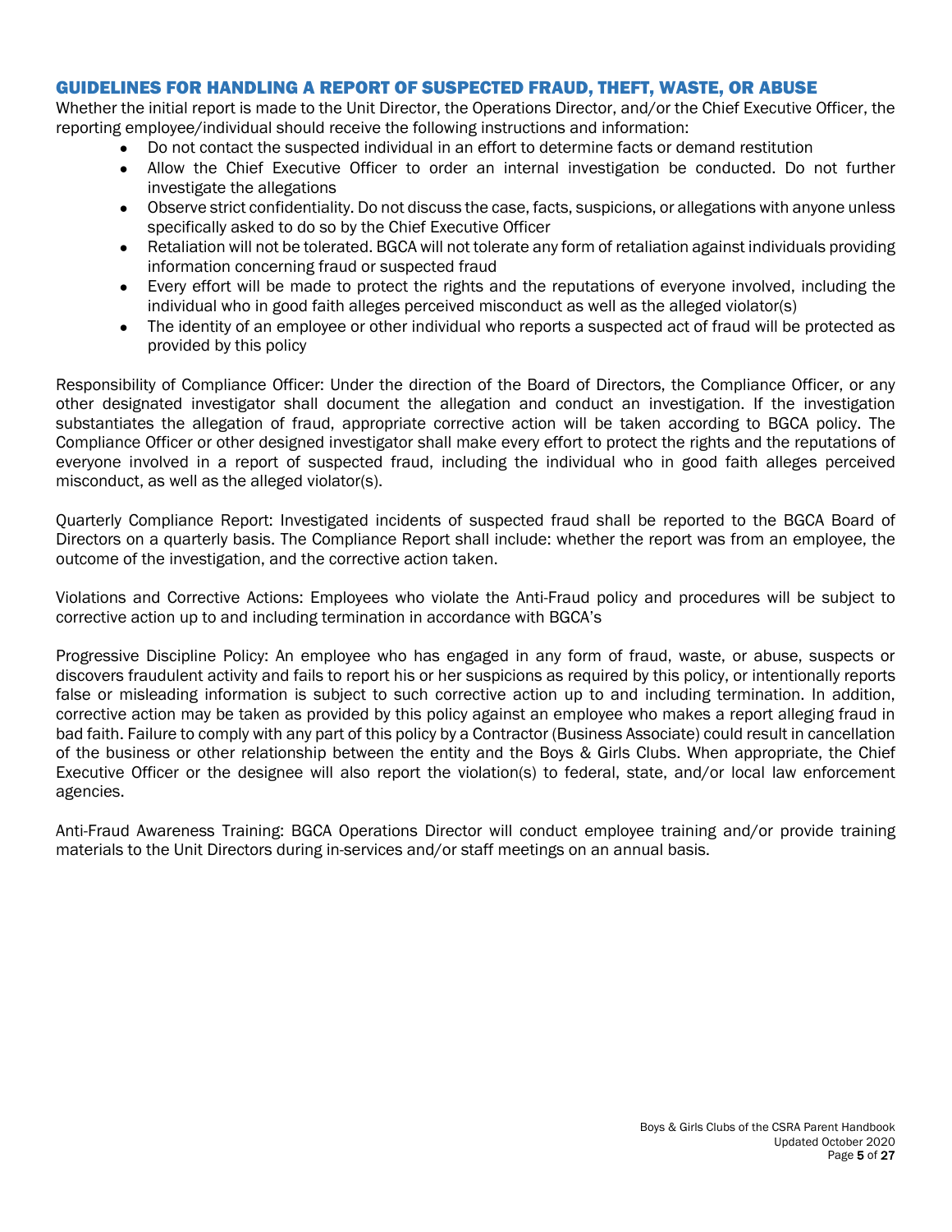## GUIDELINES FOR HANDLING A REPORT OF SUSPECTED FRAUD, THEFT, WASTE, OR ABUSE

Whether the initial report is made to the Unit Director, the Operations Director, and/or the Chief Executive Officer, the reporting employee/individual should receive the following instructions and information:

- Do not contact the suspected individual in an effort to determine facts or demand restitution
- Allow the Chief Executive Officer to order an internal investigation be conducted. Do not further investigate the allegations
- Observe strict confidentiality. Do not discuss the case, facts, suspicions, or allegations with anyone unless specifically asked to do so by the Chief Executive Officer
- Retaliation will not be tolerated. BGCA will not tolerate any form of retaliation against individuals providing information concerning fraud or suspected fraud
- Every effort will be made to protect the rights and the reputations of everyone involved, including the individual who in good faith alleges perceived misconduct as well as the alleged violator(s)
- The identity of an employee or other individual who reports a suspected act of fraud will be protected as provided by this policy

Responsibility of Compliance Officer: Under the direction of the Board of Directors, the Compliance Officer, or any other designated investigator shall document the allegation and conduct an investigation. If the investigation substantiates the allegation of fraud, appropriate corrective action will be taken according to BGCA policy. The Compliance Officer or other designed investigator shall make every effort to protect the rights and the reputations of everyone involved in a report of suspected fraud, including the individual who in good faith alleges perceived misconduct, as well as the alleged violator(s).

Quarterly Compliance Report: Investigated incidents of suspected fraud shall be reported to the BGCA Board of Directors on a quarterly basis. The Compliance Report shall include: whether the report was from an employee, the outcome of the investigation, and the corrective action taken.

Violations and Corrective Actions: Employees who violate the Anti-Fraud policy and procedures will be subject to corrective action up to and including termination in accordance with BGCA's

Progressive Discipline Policy: An employee who has engaged in any form of fraud, waste, or abuse, suspects or discovers fraudulent activity and fails to report his or her suspicions as required by this policy, or intentionally reports false or misleading information is subject to such corrective action up to and including termination. In addition, corrective action may be taken as provided by this policy against an employee who makes a report alleging fraud in bad faith. Failure to comply with any part of this policy by a Contractor (Business Associate) could result in cancellation of the business or other relationship between the entity and the Boys & Girls Clubs. When appropriate, the Chief Executive Officer or the designee will also report the violation(s) to federal, state, and/or local law enforcement agencies.

Anti-Fraud Awareness Training: BGCA Operations Director will conduct employee training and/or provide training materials to the Unit Directors during in-services and/or staff meetings on an annual basis.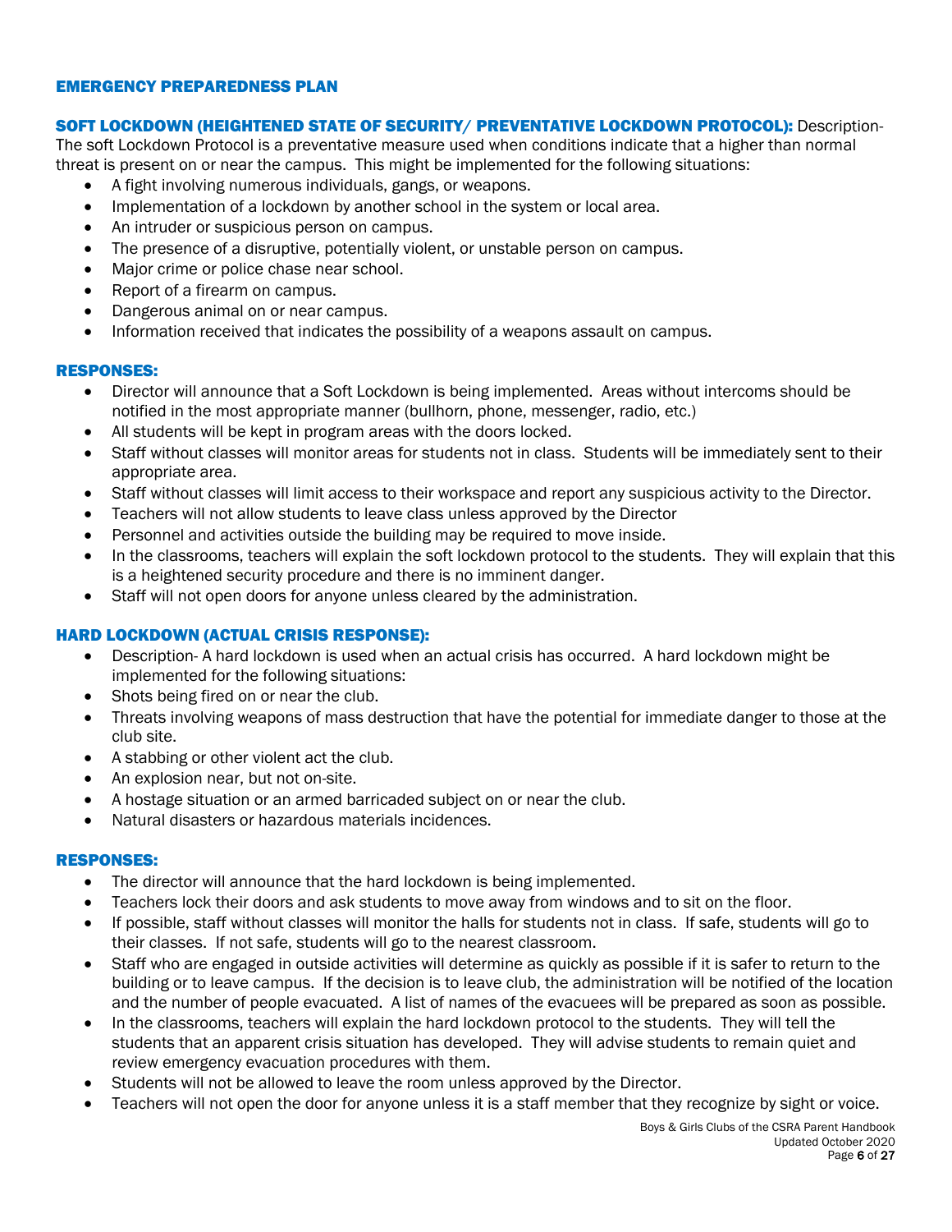## EMERGENCY PREPAREDNESS PLAN

**SOFT LOCKDOWN (HEIGHTENED STATE OF SECURITY/ PREVENTATIVE LOCKDOWN PROTOCOL):** Description- The soft Lockdown Protocol is a preventative measure used when conditions indicate that a higher than normal threat is present on or near the campus. This might be implemented for the following situations:

- A fight involving numerous individuals, gangs, or weapons.
- Implementation of a lockdown by another school in the system or local area.
- An intruder or suspicious person on campus.
- The presence of a disruptive, potentially violent, or unstable person on campus.
- Major crime or police chase near school.
- Report of a firearm on campus.
- Dangerous animal on or near campus.
- Information received that indicates the possibility of a weapons assault on campus.

### RESPONSES:

- Director will announce that a Soft Lockdown is being implemented. Areas without intercoms should be notified in the most appropriate manner (bullhorn, phone, messenger, radio, etc.)
- All students will be kept in program areas with the doors locked.
- Staff without classes will monitor areas for students not in class. Students will be immediately sent to their appropriate area.
- Staff without classes will limit access to their workspace and report any suspicious activity to the Director.
- Teachers will not allow students to leave class unless approved by the Director
- Personnel and activities outside the building may be required to move inside.
- In the classrooms, teachers will explain the soft lockdown protocol to the students. They will explain that this is a heightened security procedure and there is no imminent danger.
- Staff will not open doors for anyone unless cleared by the administration.

### HARD LOCKDOWN (ACTUAL CRISIS RESPONSE):

- Description- A hard lockdown is used when an actual crisis has occurred. A hard lockdown might be implemented for the following situations:
- Shots being fired on or near the club.
- Threats involving weapons of mass destruction that have the potential for immediate danger to those at the club site.
- A stabbing or other violent act the club.
- An explosion near, but not on-site.
- A hostage situation or an armed barricaded subject on or near the club.
- Natural disasters or hazardous materials incidences.

### RESPONSES:

- The director will announce that the hard lockdown is being implemented.
- Teachers lock their doors and ask students to move away from windows and to sit on the floor.
- If possible, staff without classes will monitor the halls for students not in class. If safe, students will go to their classes. If not safe, students will go to the nearest classroom.
- Staff who are engaged in outside activities will determine as quickly as possible if it is safer to return to the building or to leave campus. If the decision is to leave club, the administration will be notified of the location and the number of people evacuated. A list of names of the evacuees will be prepared as soon as possible.
- In the classrooms, teachers will explain the hard lockdown protocol to the students. They will tell the students that an apparent crisis situation has developed. They will advise students to remain quiet and review emergency evacuation procedures with them.
- Students will not be allowed to leave the room unless approved by the Director.
- Teachers will not open the door for anyone unless it is a staff member that they recognize by sight or voice.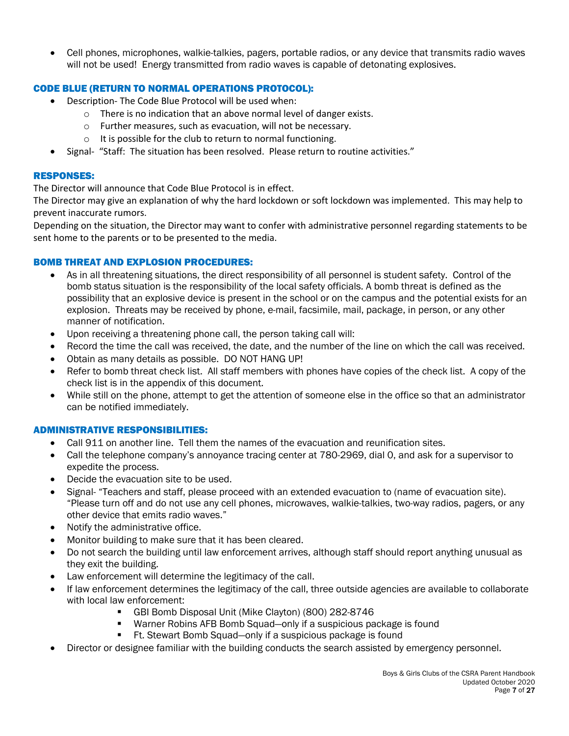- Cell phones, microphones, walkie-talkies, pagers, portable radios, or any device that transmits radio waves will not be used! Energy transmitted from radio waves is capable of detonating explosives.

## CODE BLUE (RETURN TO NORMAL OPERATIONS PROTOCOL):

- Description- The Code Blue Protocol will be used when:
  - There is no indication that an above normal level of danger exists.
  - Further measures, such as evacuation, will not be necessary.
  - It is possible for the club to return to normal functioning.
- Signal- "Staff: The situation has been resolved. Please return to routine activities."

## RESPONSES:

The Director will announce that Code Blue Protocol is in effect.

The Director may give an explanation of why the hard lockdown or soft lockdown was implemented. This may help to prevent inaccurate rumors.

Depending on the situation, the Director may want to confer with administrative personnel regarding statements to be sent home to the parents or to be presented to the media.

## BOMB THREAT AND EXPLOSION PROCEDURES:

- As in all threatening situations, the direct responsibility of all personnel is student safety. Control of the bomb status situation is the responsibility of the local safety officials. A bomb threat is defined as the possibility that an explosive device is present in the school or on the campus and the potential exists for an explosion. Threats may be received by phone, e-mail, facsimile, mail, package, in person, or any other manner of notification.
- Upon receiving a threatening phone call, the person taking call will:
- Record the time the call was received, the date, and the number of the line on which the call was received.
- Obtain as many details as possible. DO NOT HANG UP!
- Refer to bomb threat check list. All staff members with phones have copies of the check list. A copy of the check list is in the appendix of this document.
- While still on the phone, attempt to get the attention of someone else in the office so that an administrator can be notified immediately.

## ADMINISTRATIVE RESPONSIBILITIES:

- Call 911 on another line. Tell them the names of the evacuation and reunification sites.
- Call the telephone company's annoyance tracing center at 780-2969, dial 0, and ask for a supervisor to expedite the process.
- Decide the evacuation site to be used.
- Signal- "Teachers and staff, please proceed with an extended evacuation to (name of evacuation site). "Please turn off and do not use any cell phones, microwaves, walkie-talkies, two-way radios, pagers, or any other device that emits radio waves."
- Notify the administrative office.
- Monitor building to make sure that it has been cleared.
- Do not search the building until law enforcement arrives, although staff should report anything unusual as they exit the building.
- Law enforcement will determine the legitimacy of the call.
- If law enforcement determines the legitimacy of the call, three outside agencies are available to collaborate with local law enforcement:
  - GBI Bomb Disposal Unit (Mike Clayton) (800) 282-8746
  - Warner Robins AFB Bomb Squad—only if a suspicious package is found
  - Ft. Stewart Bomb Squad—only if a suspicious package is found
- Director or designee familiar with the building conducts the search assisted by emergency personnel.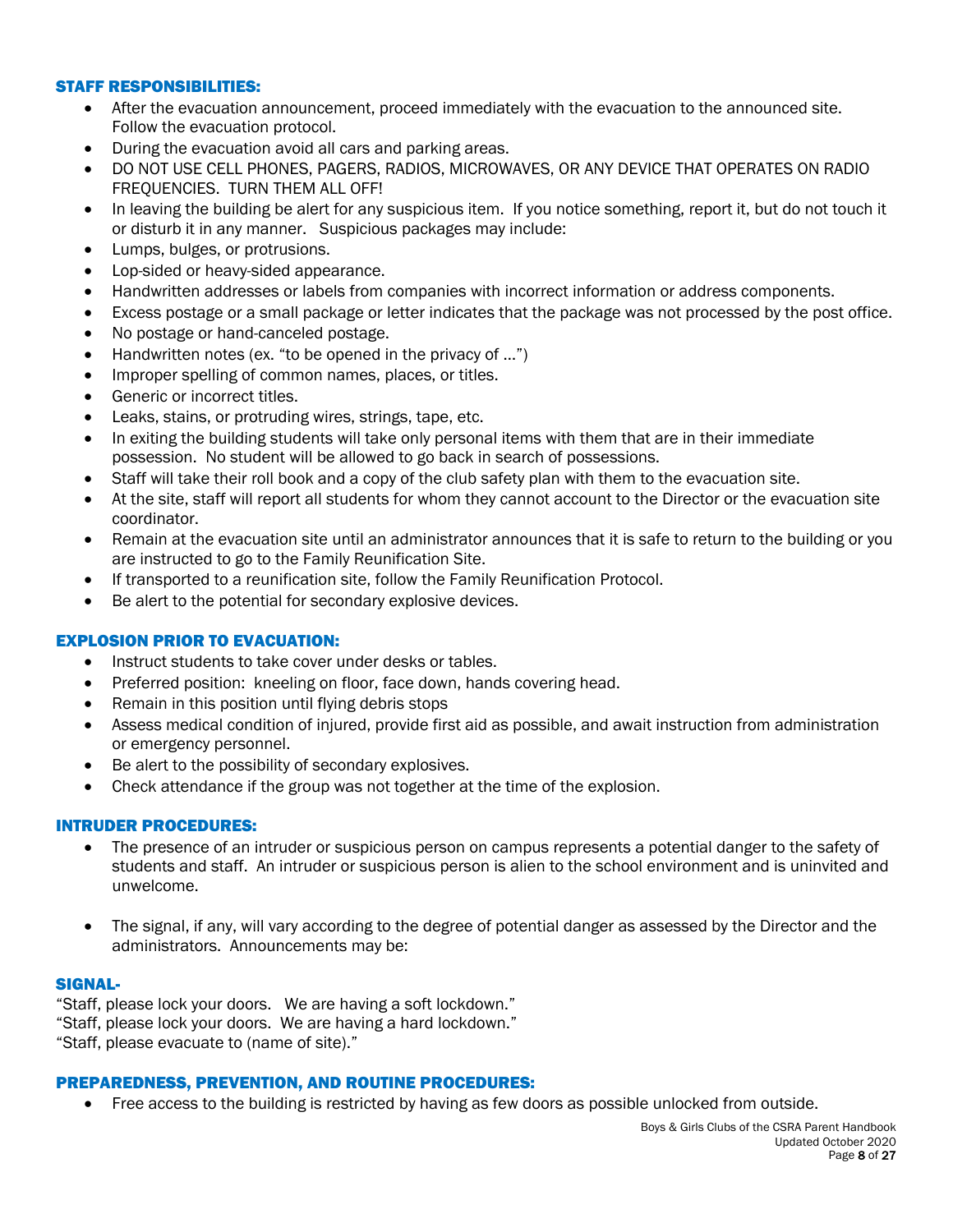### STAFF RESPONSIBILITIES:

- After the evacuation announcement, proceed immediately with the evacuation to the announced site. Follow the evacuation protocol.
- During the evacuation avoid all cars and parking areas.
- DO NOT USE CELL PHONES, PAGERS, RADIOS, MICROWAVES, OR ANY DEVICE THAT OPERATES ON RADIO FREQUENCIES. TURN THEM ALL OFF!
- In leaving the building be alert for any suspicious item. If you notice something, report it, but do not touch it or disturb it in any manner. Suspicious packages may include:
- Lumps, bulges, or protrusions.
- Lop-sided or heavy-sided appearance.
- Handwritten addresses or labels from companies with incorrect information or address components.
- Excess postage or a small package or letter indicates that the package was not processed by the post office.
- No postage or hand-canceled postage.
- Handwritten notes (ex. "to be opened in the privacy of …")
- Improper spelling of common names, places, or titles.
- Generic or incorrect titles.
- Leaks, stains, or protruding wires, strings, tape, etc.
- In exiting the building students will take only personal items with them that are in their immediate possession. No student will be allowed to go back in search of possessions.
- Staff will take their roll book and a copy of the club safety plan with them to the evacuation site.
- At the site, staff will report all students for whom they cannot account to the Director or the evacuation site coordinator.
- Remain at the evacuation site until an administrator announces that it is safe to return to the building or you are instructed to go to the Family Reunification Site.
- If transported to a reunification site, follow the Family Reunification Protocol.
- Be alert to the potential for secondary explosive devices.

### EXPLOSION PRIOR TO EVACUATION:

- Instruct students to take cover under desks or tables.
- Preferred position: kneeling on floor, face down, hands covering head.
- Remain in this position until flying debris stops
- Assess medical condition of injured, provide first aid as possible, and await instruction from administration or emergency personnel.
- Be alert to the possibility of secondary explosives.
- Check attendance if the group was not together at the time of the explosion.

### INTRUDER PROCEDURES:

- The presence of an intruder or suspicious person on campus represents a potential danger to the safety of students and staff. An intruder or suspicious person is alien to the school environment and is uninvited and unwelcome.

- The signal, if any, will vary according to the degree of potential danger as assessed by the Director and the administrators. Announcements may be:

### SIGNAL-

"Staff, please lock your doors. We are having a soft lockdown."
"Staff, please lock your doors. We are having a hard lockdown."
"Staff, please evacuate to (name of site)."

### PREPAREDNESS, PREVENTION, AND ROUTINE PROCEDURES:

- Free access to the building is restricted by having as few doors as possible unlocked from outside.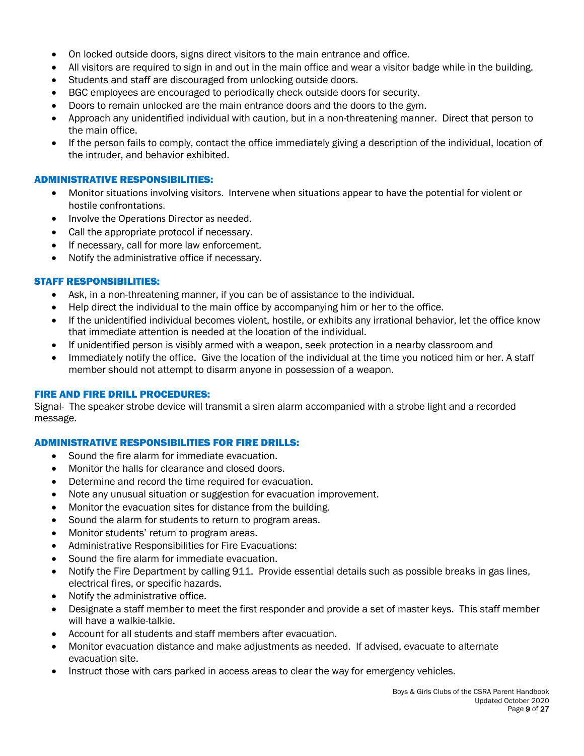- On locked outside doors, signs direct visitors to the main entrance and office.
- All visitors are required to sign in and out in the main office and wear a visitor badge while in the building.
- Students and staff are discouraged from unlocking outside doors.
- BGC employees are encouraged to periodically check outside doors for security.
- Doors to remain unlocked are the main entrance doors and the doors to the gym.
- Approach any unidentified individual with caution, but in a non-threatening manner. Direct that person to the main office.
- If the person fails to comply, contact the office immediately giving a description of the individual, location of the intruder, and behavior exhibited.

## ADMINISTRATIVE RESPONSIBILITIES:

- Monitor situations involving visitors. Intervene when situations appear to have the potential for violent or hostile confrontations.
- Involve the Operations Director as needed.
- Call the appropriate protocol if necessary.
- If necessary, call for more law enforcement.
- Notify the administrative office if necessary.

## STAFF RESPONSIBILITIES:

- Ask, in a non-threatening manner, if you can be of assistance to the individual.
- Help direct the individual to the main office by accompanying him or her to the office.
- If the unidentified individual becomes violent, hostile, or exhibits any irrational behavior, let the office know that immediate attention is needed at the location of the individual.
- If unidentified person is visibly armed with a weapon, seek protection in a nearby classroom and
- Immediately notify the office. Give the location of the individual at the time you noticed him or her. A staff member should not attempt to disarm anyone in possession of a weapon.

## FIRE AND FIRE DRILL PROCEDURES:

Signal- The speaker strobe device will transmit a siren alarm accompanied with a strobe light and a recorded message.

## ADMINISTRATIVE RESPONSIBILITIES FOR FIRE DRILLS:

- Sound the fire alarm for immediate evacuation.
- Monitor the halls for clearance and closed doors.
- Determine and record the time required for evacuation.
- Note any unusual situation or suggestion for evacuation improvement.
- Monitor the evacuation sites for distance from the building.
- Sound the alarm for students to return to program areas.
- Monitor students' return to program areas.
- Administrative Responsibilities for Fire Evacuations:
- Sound the fire alarm for immediate evacuation.
- Notify the Fire Department by calling 911. Provide essential details such as possible breaks in gas lines, electrical fires, or specific hazards.
- Notify the administrative office.
- Designate a staff member to meet the first responder and provide a set of master keys. This staff member will have a walkie-talkie.
- Account for all students and staff members after evacuation.
- Monitor evacuation distance and make adjustments as needed. If advised, evacuate to alternate evacuation site.
- Instruct those with cars parked in access areas to clear the way for emergency vehicles.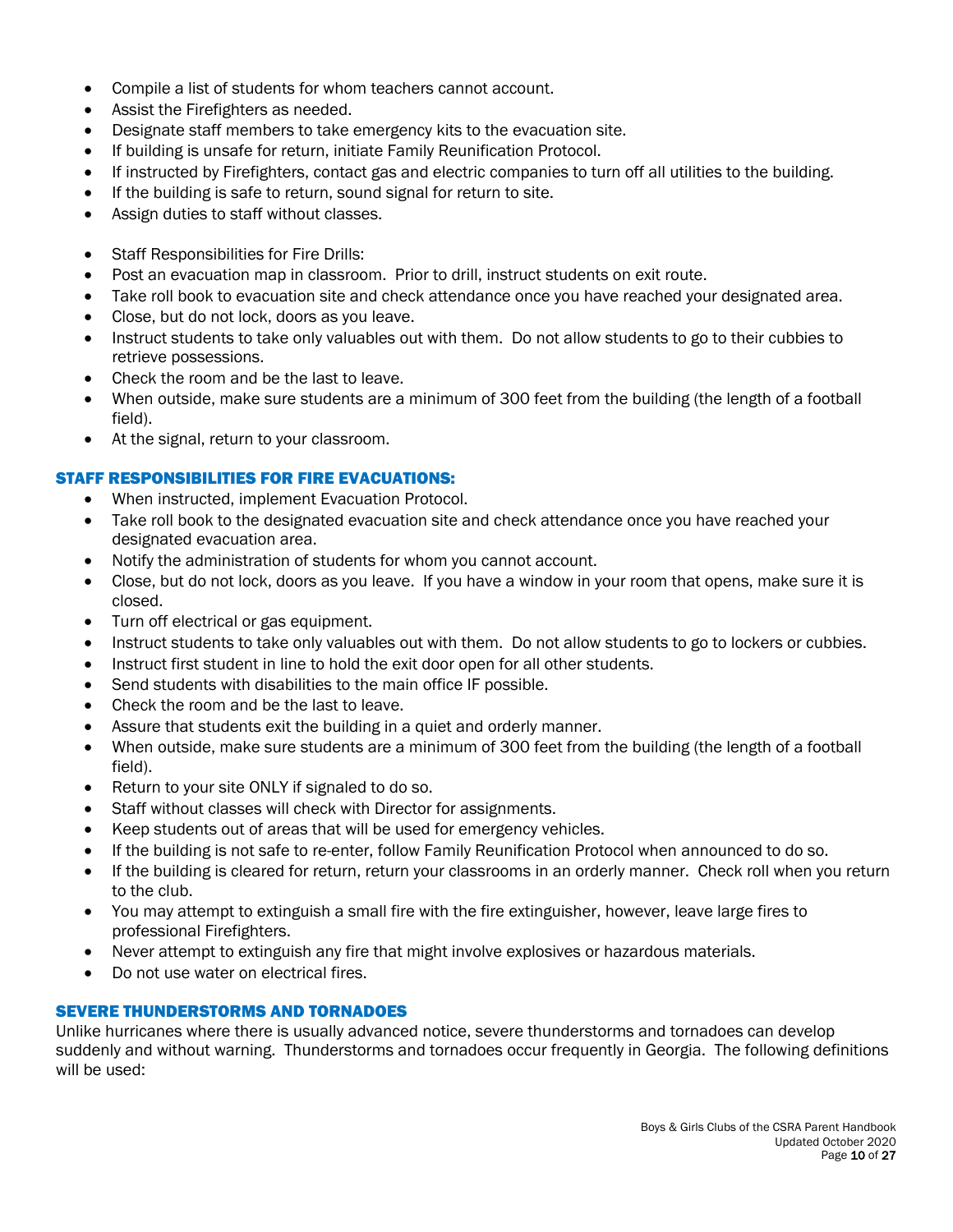- Compile a list of students for whom teachers cannot account.
- Assist the Firefighters as needed.
- Designate staff members to take emergency kits to the evacuation site.
- If building is unsafe for return, initiate Family Reunification Protocol.
- If instructed by Firefighters, contact gas and electric companies to turn off all utilities to the building.
- If the building is safe to return, sound signal for return to site.
- Assign duties to staff without classes.

- Staff Responsibilities for Fire Drills:
- Post an evacuation map in classroom. Prior to drill, instruct students on exit route.
- Take roll book to evacuation site and check attendance once you have reached your designated area.
- Close, but do not lock, doors as you leave.
- Instruct students to take only valuables out with them. Do not allow students to go to their cubbies to retrieve possessions.
- Check the room and be the last to leave.
- When outside, make sure students are a minimum of 300 feet from the building (the length of a football field).
- At the signal, return to your classroom.

### STAFF RESPONSIBILITIES FOR FIRE EVACUATIONS:

- When instructed, implement Evacuation Protocol.
- Take roll book to the designated evacuation site and check attendance once you have reached your designated evacuation area.
- Notify the administration of students for whom you cannot account.
- Close, but do not lock, doors as you leave. If you have a window in your room that opens, make sure it is closed.
- Turn off electrical or gas equipment.
- Instruct students to take only valuables out with them. Do not allow students to go to lockers or cubbies.
- Instruct first student in line to hold the exit door open for all other students.
- Send students with disabilities to the main office IF possible.
- Check the room and be the last to leave.
- Assure that students exit the building in a quiet and orderly manner.
- When outside, make sure students are a minimum of 300 feet from the building (the length of a football field).
- Return to your site ONLY if signaled to do so.
- Staff without classes will check with Director for assignments.
- Keep students out of areas that will be used for emergency vehicles.
- If the building is not safe to re-enter, follow Family Reunification Protocol when announced to do so.
- If the building is cleared for return, return your classrooms in an orderly manner. Check roll when you return to the club.
- You may attempt to extinguish a small fire with the fire extinguisher, however, leave large fires to professional Firefighters.
- Never attempt to extinguish any fire that might involve explosives or hazardous materials.
- Do not use water on electrical fires.

### SEVERE THUNDERSTORMS AND TORNADOES

Unlike hurricanes where there is usually advanced notice, severe thunderstorms and tornadoes can develop suddenly and without warning. Thunderstorms and tornadoes occur frequently in Georgia. The following definitions will be used: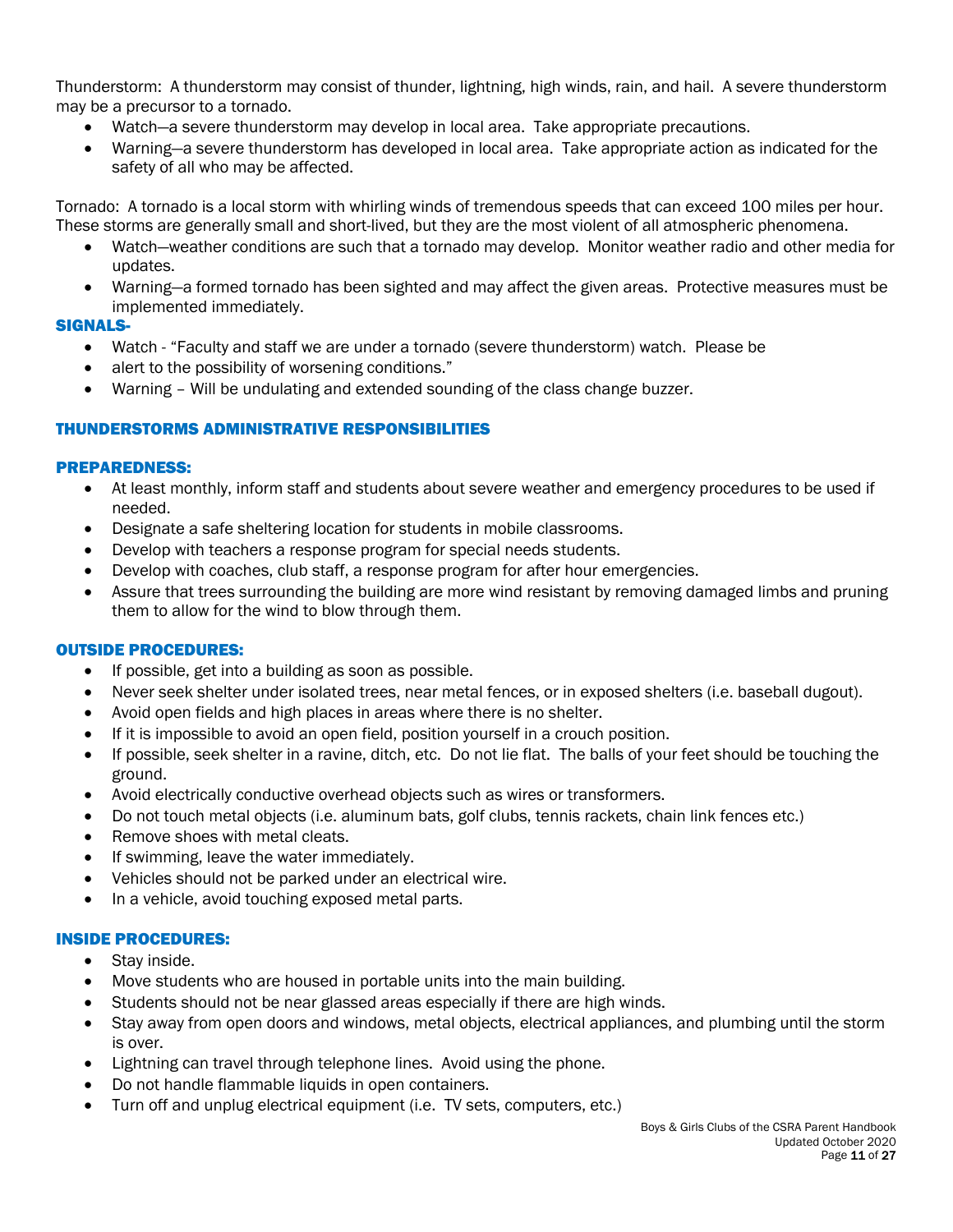Thunderstorm: A thunderstorm may consist of thunder, lightning, high winds, rain, and hail. A severe thunderstorm may be a precursor to a tornado.

- Watch—a severe thunderstorm may develop in local area. Take appropriate precautions.
- Warning—a severe thunderstorm has developed in local area. Take appropriate action as indicated for the safety of all who may be affected.

Tornado: A tornado is a local storm with whirling winds of tremendous speeds that can exceed 100 miles per hour. These storms are generally small and short-lived, but they are the most violent of all atmospheric phenomena.

- Watch—weather conditions are such that a tornado may develop. Monitor weather radio and other media for updates.
- Warning—a formed tornado has been sighted and may affect the given areas. Protective measures must be implemented immediately.

### SIGNALS-

- Watch - "Faculty and staff we are under a tornado (severe thunderstorm) watch. Please be
- alert to the possibility of worsening conditions."
- Warning – Will be undulating and extended sounding of the class change buzzer.

### THUNDERSTORMS ADMINISTRATIVE RESPONSIBILITIES

### PREPAREDNESS:

- At least monthly, inform staff and students about severe weather and emergency procedures to be used if needed.
- Designate a safe sheltering location for students in mobile classrooms.
- Develop with teachers a response program for special needs students.
- Develop with coaches, club staff, a response program for after hour emergencies.
- Assure that trees surrounding the building are more wind resistant by removing damaged limbs and pruning them to allow for the wind to blow through them.

### OUTSIDE PROCEDURES:

- If possible, get into a building as soon as possible.
- Never seek shelter under isolated trees, near metal fences, or in exposed shelters (i.e. baseball dugout).
- Avoid open fields and high places in areas where there is no shelter.
- If it is impossible to avoid an open field, position yourself in a crouch position.
- If possible, seek shelter in a ravine, ditch, etc. Do not lie flat. The balls of your feet should be touching the ground.
- Avoid electrically conductive overhead objects such as wires or transformers.
- Do not touch metal objects (i.e. aluminum bats, golf clubs, tennis rackets, chain link fences etc.)
- Remove shoes with metal cleats.
- If swimming, leave the water immediately.
- Vehicles should not be parked under an electrical wire.
- In a vehicle, avoid touching exposed metal parts.

### INSIDE PROCEDURES:

- Stay inside.
- Move students who are housed in portable units into the main building.
- Students should not be near glassed areas especially if there are high winds.
- Stay away from open doors and windows, metal objects, electrical appliances, and plumbing until the storm is over.
- Lightning can travel through telephone lines. Avoid using the phone.
- Do not handle flammable liquids in open containers.
- Turn off and unplug electrical equipment (i.e. TV sets, computers, etc.)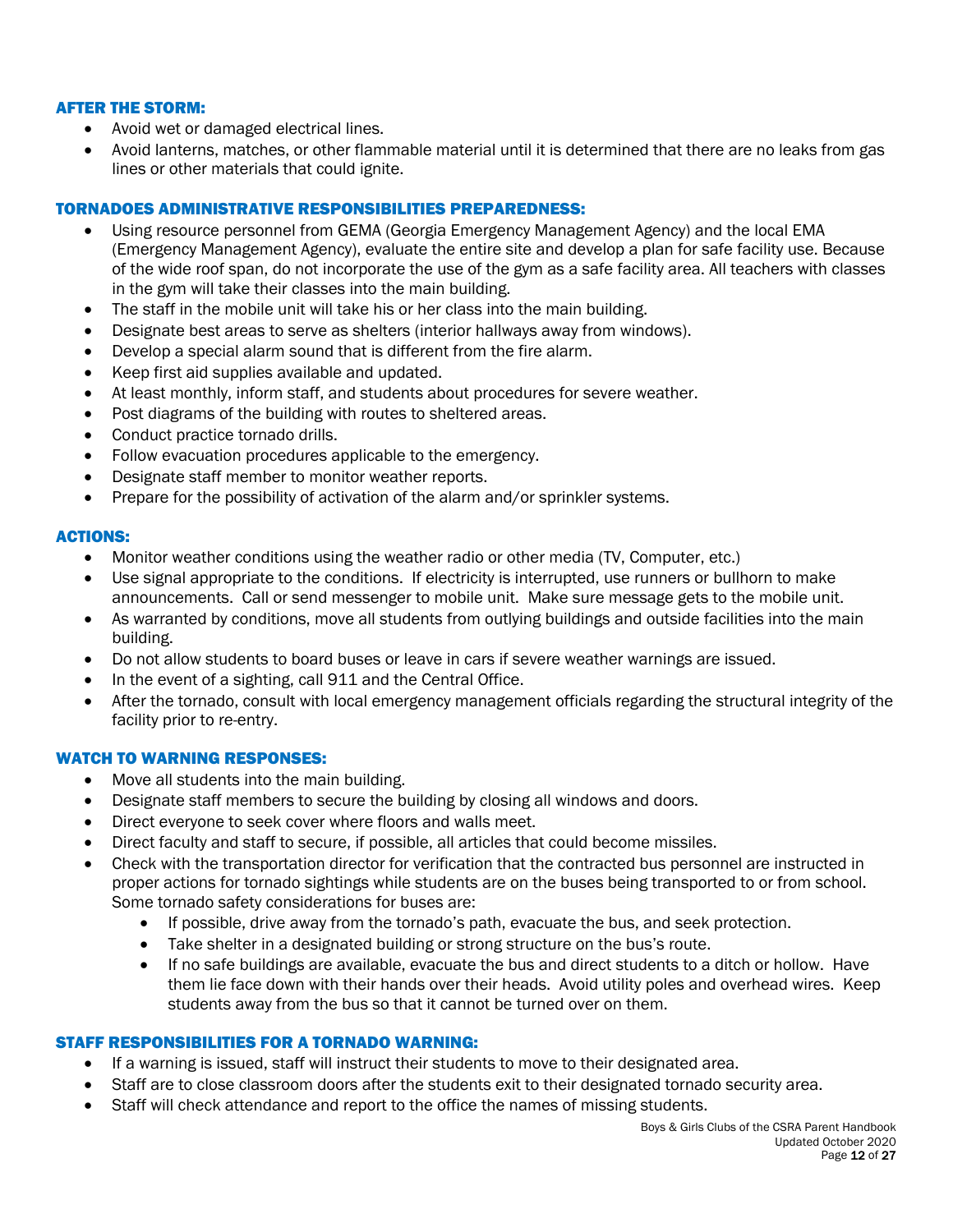## AFTER THE STORM:

- Avoid wet or damaged electrical lines.
- Avoid lanterns, matches, or other flammable material until it is determined that there are no leaks from gas lines or other materials that could ignite.

## TORNADOES ADMINISTRATIVE RESPONSIBILITIES PREPAREDNESS:

- Using resource personnel from GEMA (Georgia Emergency Management Agency) and the local EMA (Emergency Management Agency), evaluate the entire site and develop a plan for safe facility use. Because of the wide roof span, do not incorporate the use of the gym as a safe facility area. All teachers with classes in the gym will take their classes into the main building.
- The staff in the mobile unit will take his or her class into the main building.
- Designate best areas to serve as shelters (interior hallways away from windows).
- Develop a special alarm sound that is different from the fire alarm.
- Keep first aid supplies available and updated.
- At least monthly, inform staff, and students about procedures for severe weather.
- Post diagrams of the building with routes to sheltered areas.
- Conduct practice tornado drills.
- Follow evacuation procedures applicable to the emergency.
- Designate staff member to monitor weather reports.
- Prepare for the possibility of activation of the alarm and/or sprinkler systems.

## ACTIONS:

- Monitor weather conditions using the weather radio or other media (TV, Computer, etc.)
- Use signal appropriate to the conditions. If electricity is interrupted, use runners or bullhorn to make announcements. Call or send messenger to mobile unit. Make sure message gets to the mobile unit.
- As warranted by conditions, move all students from outlying buildings and outside facilities into the main building.
- Do not allow students to board buses or leave in cars if severe weather warnings are issued.
- In the event of a sighting, call 911 and the Central Office.
- After the tornado, consult with local emergency management officials regarding the structural integrity of the facility prior to re-entry.

## WATCH TO WARNING RESPONSES:

- Move all students into the main building.
- Designate staff members to secure the building by closing all windows and doors.
- Direct everyone to seek cover where floors and walls meet.
- Direct faculty and staff to secure, if possible, all articles that could become missiles.
- Check with the transportation director for verification that the contracted bus personnel are instructed in proper actions for tornado sightings while students are on the buses being transported to or from school. Some tornado safety considerations for buses are:
  - If possible, drive away from the tornado's path, evacuate the bus, and seek protection.
  - Take shelter in a designated building or strong structure on the bus's route.
  - If no safe buildings are available, evacuate the bus and direct students to a ditch or hollow. Have them lie face down with their hands over their heads. Avoid utility poles and overhead wires. Keep students away from the bus so that it cannot be turned over on them.

## STAFF RESPONSIBILITIES FOR A TORNADO WARNING:

- If a warning is issued, staff will instruct their students to move to their designated area.
- Staff are to close classroom doors after the students exit to their designated tornado security area.
- Staff will check attendance and report to the office the names of missing students.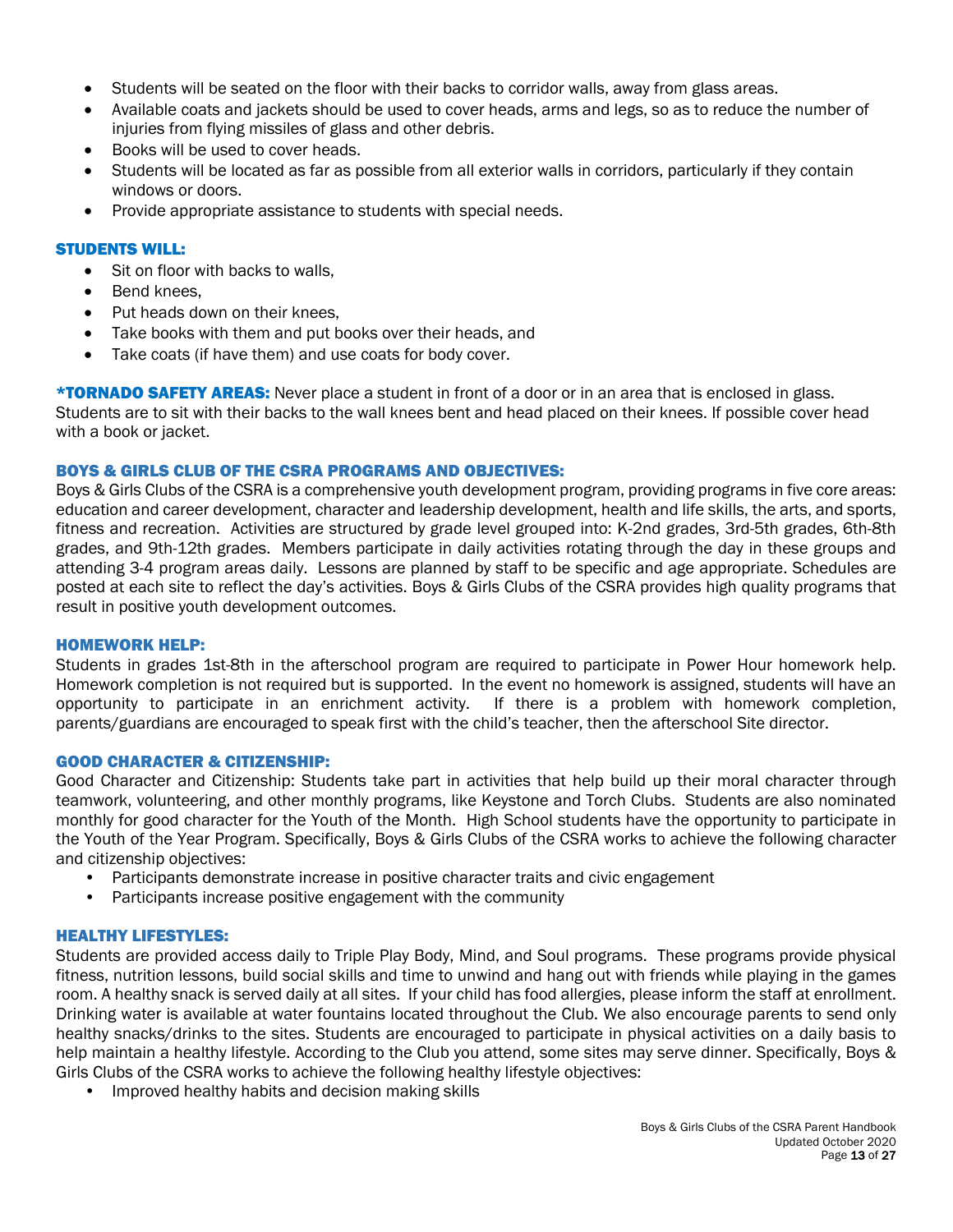- Students will be seated on the floor with their backs to corridor walls, away from glass areas.
- Available coats and jackets should be used to cover heads, arms and legs, so as to reduce the number of injuries from flying missiles of glass and other debris.
- Books will be used to cover heads.
- Students will be located as far as possible from all exterior walls in corridors, particularly if they contain windows or doors.
- Provide appropriate assistance to students with special needs.

### STUDENTS WILL:

- Sit on floor with backs to walls,
- Bend knees,
- Put heads down on their knees,
- Take books with them and put books over their heads, and
- Take coats (if have them) and use coats for body cover.

**\*TORNADO SAFETY AREAS:** Never place a student in front of a door or in an area that is enclosed in glass. Students are to sit with their backs to the wall knees bent and head placed on their knees. If possible cover head with a book or jacket.

### BOYS & GIRLS CLUB OF THE CSRA PROGRAMS AND OBJECTIVES:

Boys & Girls Clubs of the CSRA is a comprehensive youth development program, providing programs in five core areas: education and career development, character and leadership development, health and life skills, the arts, and sports, fitness and recreation. Activities are structured by grade level grouped into: K-2nd grades, 3rd-5th grades, 6th-8th grades, and 9th-12th grades. Members participate in daily activities rotating through the day in these groups and attending 3-4 program areas daily. Lessons are planned by staff to be specific and age appropriate. Schedules are posted at each site to reflect the day's activities. Boys & Girls Clubs of the CSRA provides high quality programs that result in positive youth development outcomes.

### HOMEWORK HELP:

Students in grades 1st-8th in the afterschool program are required to participate in Power Hour homework help. Homework completion is not required but is supported. In the event no homework is assigned, students will have an opportunity to participate in an enrichment activity. If there is a problem with homework completion, parents/guardians are encouraged to speak first with the child's teacher, then the afterschool Site director.

### GOOD CHARACTER & CITIZENSHIP:

Good Character and Citizenship: Students take part in activities that help build up their moral character through teamwork, volunteering, and other monthly programs, like Keystone and Torch Clubs. Students are also nominated monthly for good character for the Youth of the Month. High School students have the opportunity to participate in the Youth of the Year Program. Specifically, Boys & Girls Clubs of the CSRA works to achieve the following character and citizenship objectives:

- Participants demonstrate increase in positive character traits and civic engagement
- Participants increase positive engagement with the community

### HEALTHY LIFESTYLES:

Students are provided access daily to Triple Play Body, Mind, and Soul programs. These programs provide physical fitness, nutrition lessons, build social skills and time to unwind and hang out with friends while playing in the games room. A healthy snack is served daily at all sites. If your child has food allergies, please inform the staff at enrollment. Drinking water is available at water fountains located throughout the Club. We also encourage parents to send only healthy snacks/drinks to the sites. Students are encouraged to participate in physical activities on a daily basis to help maintain a healthy lifestyle. According to the Club you attend, some sites may serve dinner. Specifically, Boys & Girls Clubs of the CSRA works to achieve the following healthy lifestyle objectives:

- Improved healthy habits and decision making skills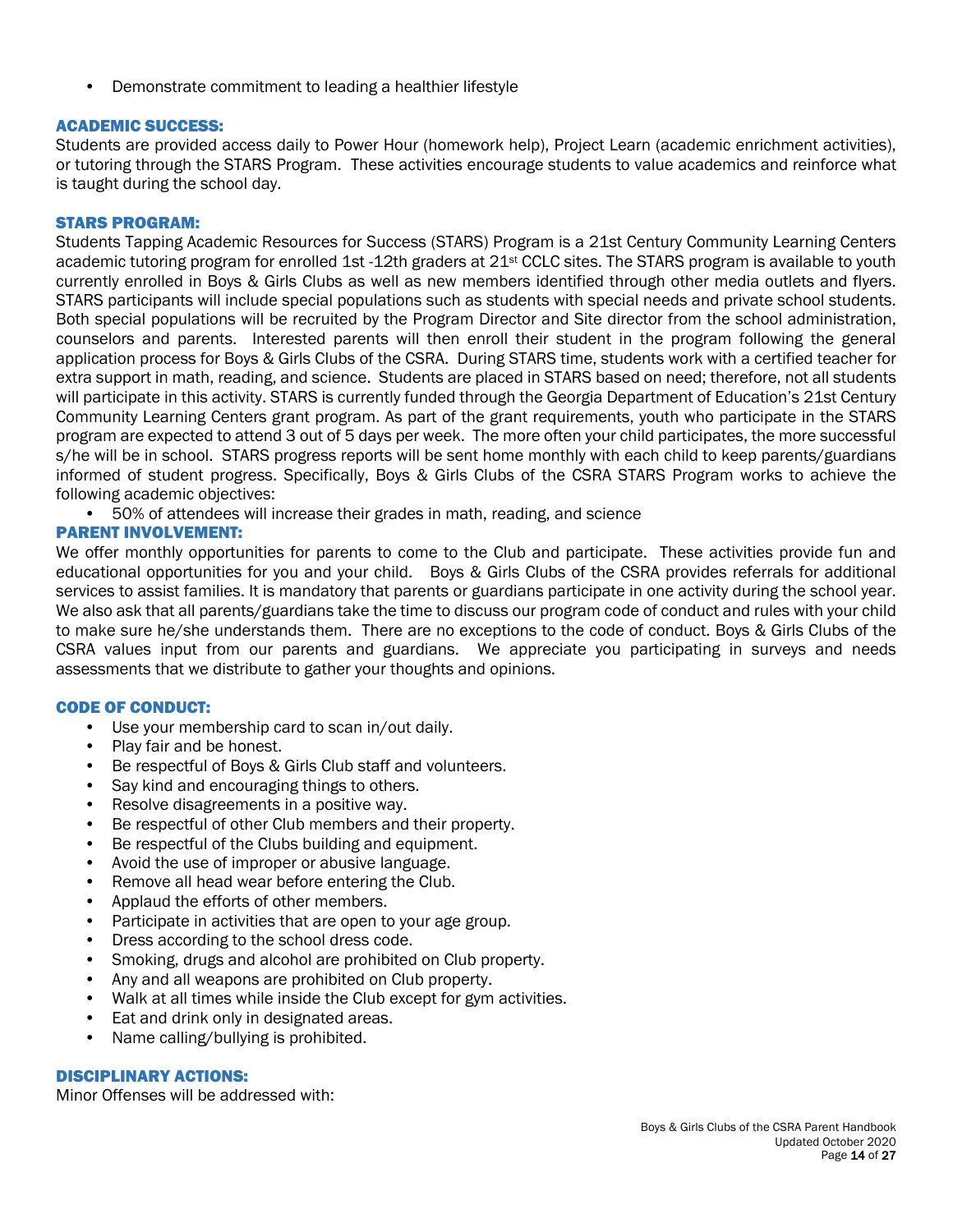- Demonstrate commitment to leading a healthier lifestyle

### ACADEMIC SUCCESS:

Students are provided access daily to Power Hour (homework help), Project Learn (academic enrichment activities), or tutoring through the STARS Program. These activities encourage students to value academics and reinforce what is taught during the school day.

### STARS PROGRAM:

Students Tapping Academic Resources for Success (STARS) Program is a 21st Century Community Learning Centers academic tutoring program for enrolled 1st -12th graders at 21st CCLC sites. The STARS program is available to youth currently enrolled in Boys & Girls Clubs as well as new members identified through other media outlets and flyers. STARS participants will include special populations such as students with special needs and private school students. Both special populations will be recruited by the Program Director and Site director from the school administration, counselors and parents. Interested parents will then enroll their student in the program following the general application process for Boys & Girls Clubs of the CSRA. During STARS time, students work with a certified teacher for extra support in math, reading, and science. Students are placed in STARS based on need; therefore, not all students will participate in this activity. STARS is currently funded through the Georgia Department of Education's 21st Century Community Learning Centers grant program. As part of the grant requirements, youth who participate in the STARS program are expected to attend 3 out of 5 days per week. The more often your child participates, the more successful s/he will be in school. STARS progress reports will be sent home monthly with each child to keep parents/guardians informed of student progress. Specifically, Boys & Girls Clubs of the CSRA STARS Program works to achieve the following academic objectives:

- 50% of attendees will increase their grades in math, reading, and science

### PARENT INVOLVEMENT:

We offer monthly opportunities for parents to come to the Club and participate. These activities provide fun and educational opportunities for you and your child. Boys & Girls Clubs of the CSRA provides referrals for additional services to assist families. It is mandatory that parents or guardians participate in one activity during the school year. We also ask that all parents/guardians take the time to discuss our program code of conduct and rules with your child to make sure he/she understands them. There are no exceptions to the code of conduct. Boys & Girls Clubs of the CSRA values input from our parents and guardians. We appreciate you participating in surveys and needs assessments that we distribute to gather your thoughts and opinions.

### CODE OF CONDUCT:

- Use your membership card to scan in/out daily.
- Play fair and be honest.
- Be respectful of Boys & Girls Club staff and volunteers.
- Say kind and encouraging things to others.
- Resolve disagreements in a positive way.
- Be respectful of other Club members and their property.
- Be respectful of the Clubs building and equipment.
- Avoid the use of improper or abusive language.
- Remove all head wear before entering the Club.
- Applaud the efforts of other members.
- Participate in activities that are open to your age group.
- Dress according to the school dress code.
- Smoking, drugs and alcohol are prohibited on Club property.
- Any and all weapons are prohibited on Club property.
- Walk at all times while inside the Club except for gym activities.
- Eat and drink only in designated areas.
- Name calling/bullying is prohibited.

### DISCIPLINARY ACTIONS:

Minor Offenses will be addressed with: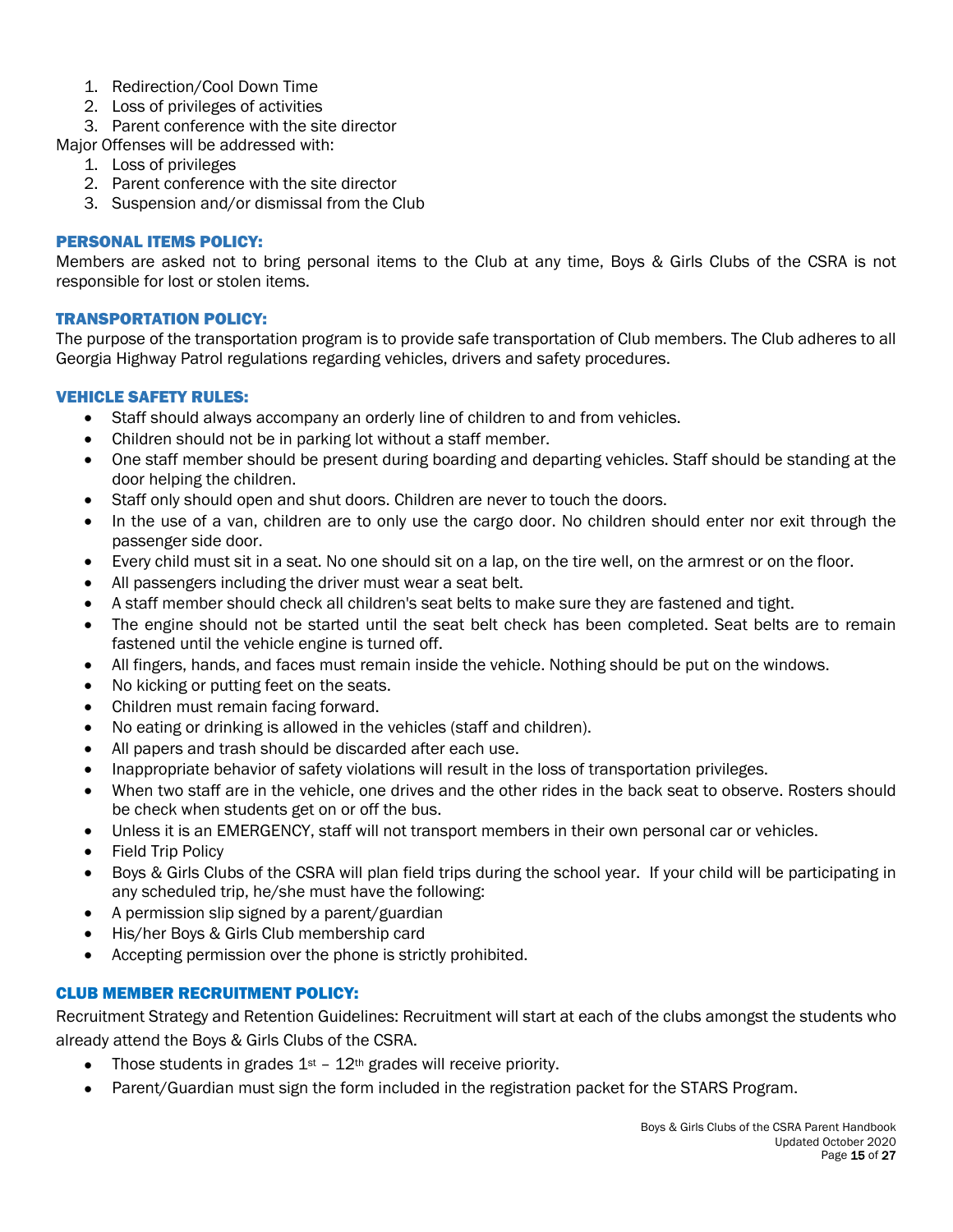1. Redirection/Cool Down Time
2. Loss of privileges of activities
3. Parent conference with the site director

Major Offenses will be addressed with:

1. Loss of privileges
2. Parent conference with the site director
3. Suspension and/or dismissal from the Club

### PERSONAL ITEMS POLICY:

Members are asked not to bring personal items to the Club at any time, Boys & Girls Clubs of the CSRA is not responsible for lost or stolen items.

### TRANSPORTATION POLICY:

The purpose of the transportation program is to provide safe transportation of Club members. The Club adheres to all Georgia Highway Patrol regulations regarding vehicles, drivers and safety procedures.

### VEHICLE SAFETY RULES:

- Staff should always accompany an orderly line of children to and from vehicles.
- Children should not be in parking lot without a staff member.
- One staff member should be present during boarding and departing vehicles. Staff should be standing at the door helping the children.
- Staff only should open and shut doors. Children are never to touch the doors.
- In the use of a van, children are to only use the cargo door. No children should enter nor exit through the passenger side door.
- Every child must sit in a seat. No one should sit on a lap, on the tire well, on the armrest or on the floor.
- All passengers including the driver must wear a seat belt.
- A staff member should check all children's seat belts to make sure they are fastened and tight.
- The engine should not be started until the seat belt check has been completed. Seat belts are to remain fastened until the vehicle engine is turned off.
- All fingers, hands, and faces must remain inside the vehicle. Nothing should be put on the windows.
- No kicking or putting feet on the seats.
- Children must remain facing forward.
- No eating or drinking is allowed in the vehicles (staff and children).
- All papers and trash should be discarded after each use.
- Inappropriate behavior of safety violations will result in the loss of transportation privileges.
- When two staff are in the vehicle, one drives and the other rides in the back seat to observe. Rosters should be check when students get on or off the bus.
- Unless it is an EMERGENCY, staff will not transport members in their own personal car or vehicles.
- Field Trip Policy
- Boys & Girls Clubs of the CSRA will plan field trips during the school year. If your child will be participating in any scheduled trip, he/she must have the following:
- A permission slip signed by a parent/guardian
- His/her Boys & Girls Club membership card
- Accepting permission over the phone is strictly prohibited.

### CLUB MEMBER RECRUITMENT POLICY:

Recruitment Strategy and Retention Guidelines: Recruitment will start at each of the clubs amongst the students who already attend the Boys & Girls Clubs of the CSRA.

- Those students in grades 1st – 12th grades will receive priority.
- Parent/Guardian must sign the form included in the registration packet for the STARS Program.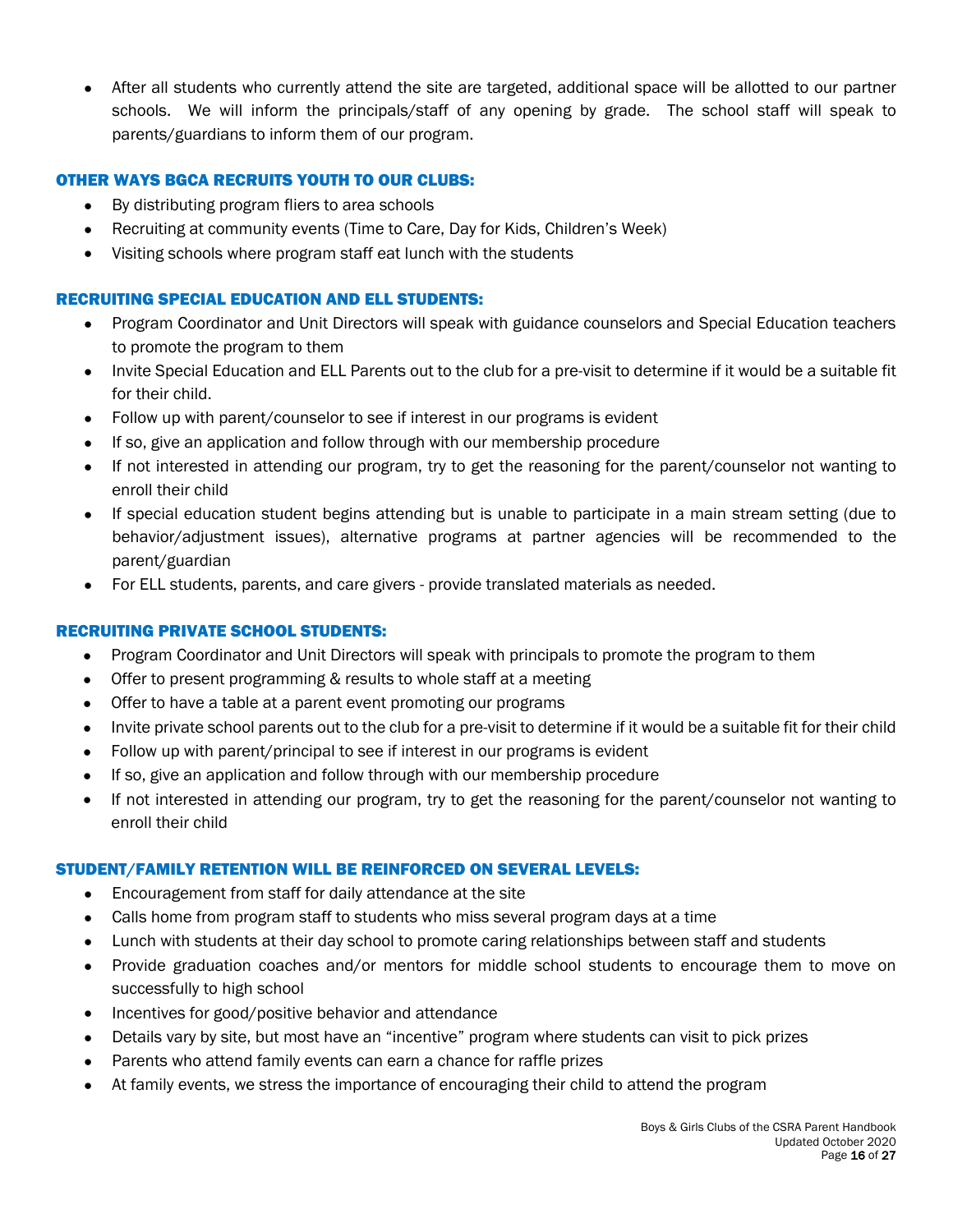- After all students who currently attend the site are targeted, additional space will be allotted to our partner schools. We will inform the principals/staff of any opening by grade. The school staff will speak to parents/guardians to inform them of our program.

### OTHER WAYS BGCA RECRUITS YOUTH TO OUR CLUBS:

- By distributing program fliers to area schools
- Recruiting at community events (Time to Care, Day for Kids, Children's Week)
- Visiting schools where program staff eat lunch with the students

### RECRUITING SPECIAL EDUCATION AND ELL STUDENTS:

- Program Coordinator and Unit Directors will speak with guidance counselors and Special Education teachers to promote the program to them
- Invite Special Education and ELL Parents out to the club for a pre-visit to determine if it would be a suitable fit for their child.
- Follow up with parent/counselor to see if interest in our programs is evident
- If so, give an application and follow through with our membership procedure
- If not interested in attending our program, try to get the reasoning for the parent/counselor not wanting to enroll their child
- If special education student begins attending but is unable to participate in a main stream setting (due to behavior/adjustment issues), alternative programs at partner agencies will be recommended to the parent/guardian
- For ELL students, parents, and care givers - provide translated materials as needed.

### RECRUITING PRIVATE SCHOOL STUDENTS:

- Program Coordinator and Unit Directors will speak with principals to promote the program to them
- Offer to present programming & results to whole staff at a meeting
- Offer to have a table at a parent event promoting our programs
- Invite private school parents out to the club for a pre-visit to determine if it would be a suitable fit for their child
- Follow up with parent/principal to see if interest in our programs is evident
- If so, give an application and follow through with our membership procedure
- If not interested in attending our program, try to get the reasoning for the parent/counselor not wanting to enroll their child

### STUDENT/FAMILY RETENTION WILL BE REINFORCED ON SEVERAL LEVELS:

- Encouragement from staff for daily attendance at the site
- Calls home from program staff to students who miss several program days at a time
- Lunch with students at their day school to promote caring relationships between staff and students
- Provide graduation coaches and/or mentors for middle school students to encourage them to move on successfully to high school
- Incentives for good/positive behavior and attendance
- Details vary by site, but most have an "incentive" program where students can visit to pick prizes
- Parents who attend family events can earn a chance for raffle prizes
- At family events, we stress the importance of encouraging their child to attend the program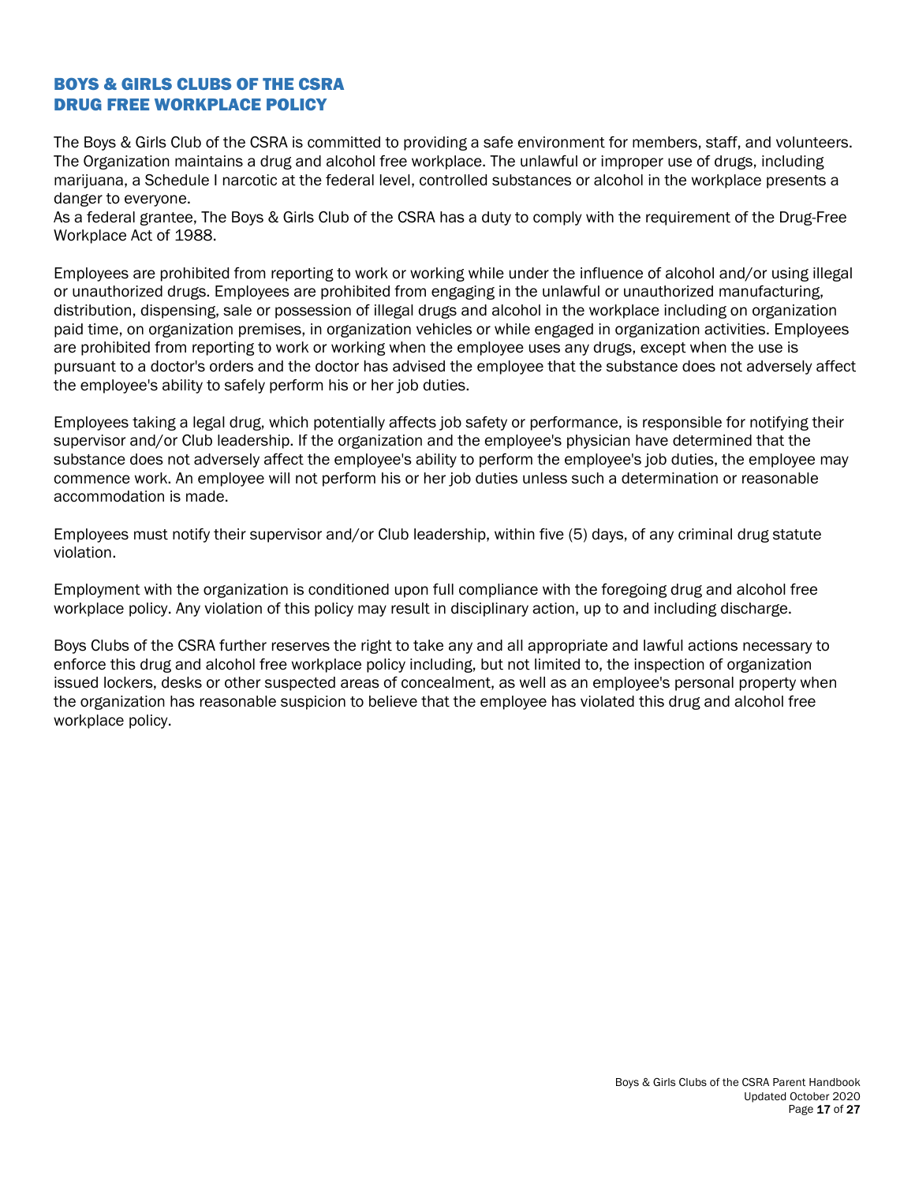## BOYS & GIRLS CLUBS OF THE CSRA
## DRUG FREE WORKPLACE POLICY

The Boys & Girls Club of the CSRA is committed to providing a safe environment for members, staff, and volunteers. The Organization maintains a drug and alcohol free workplace. The unlawful or improper use of drugs, including marijuana, a Schedule I narcotic at the federal level, controlled substances or alcohol in the workplace presents a danger to everyone.

As a federal grantee, The Boys & Girls Club of the CSRA has a duty to comply with the requirement of the Drug-Free Workplace Act of 1988.

Employees are prohibited from reporting to work or working while under the influence of alcohol and/or using illegal or unauthorized drugs. Employees are prohibited from engaging in the unlawful or unauthorized manufacturing, distribution, dispensing, sale or possession of illegal drugs and alcohol in the workplace including on organization paid time, on organization premises, in organization vehicles or while engaged in organization activities. Employees are prohibited from reporting to work or working when the employee uses any drugs, except when the use is pursuant to a doctor's orders and the doctor has advised the employee that the substance does not adversely affect the employee's ability to safely perform his or her job duties.

Employees taking a legal drug, which potentially affects job safety or performance, is responsible for notifying their supervisor and/or Club leadership. If the organization and the employee's physician have determined that the substance does not adversely affect the employee's ability to perform the employee's job duties, the employee may commence work. An employee will not perform his or her job duties unless such a determination or reasonable accommodation is made.

Employees must notify their supervisor and/or Club leadership, within five (5) days, of any criminal drug statute violation.

Employment with the organization is conditioned upon full compliance with the foregoing drug and alcohol free workplace policy. Any violation of this policy may result in disciplinary action, up to and including discharge.

Boys Clubs of the CSRA further reserves the right to take any and all appropriate and lawful actions necessary to enforce this drug and alcohol free workplace policy including, but not limited to, the inspection of organization issued lockers, desks or other suspected areas of concealment, as well as an employee's personal property when the organization has reasonable suspicion to believe that the employee has violated this drug and alcohol free workplace policy.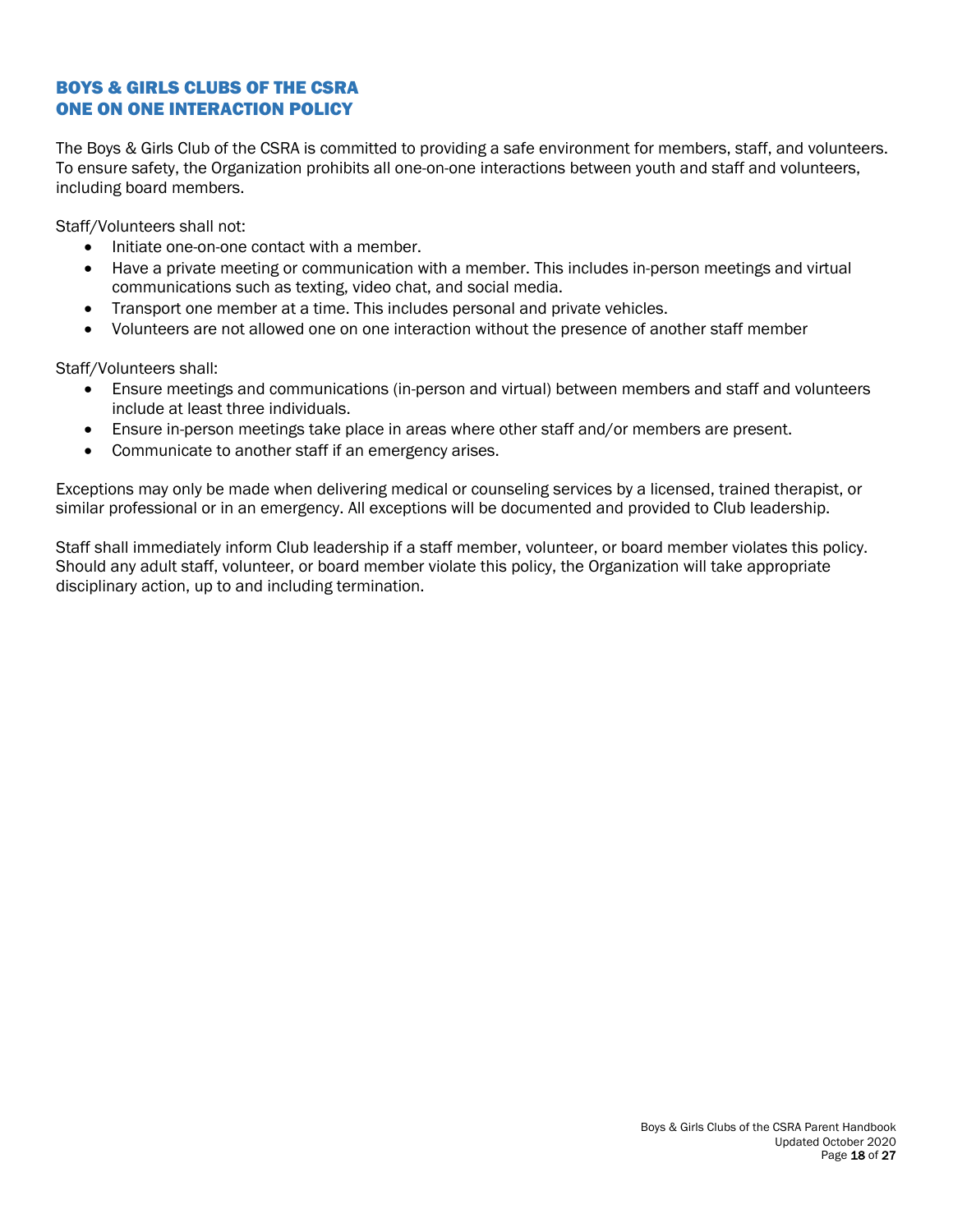## BOYS & GIRLS CLUBS OF THE CSRA
## ONE ON ONE INTERACTION POLICY

The Boys & Girls Club of the CSRA is committed to providing a safe environment for members, staff, and volunteers. To ensure safety, the Organization prohibits all one-on-one interactions between youth and staff and volunteers, including board members.

Staff/Volunteers shall not:

- Initiate one-on-one contact with a member.
- Have a private meeting or communication with a member. This includes in-person meetings and virtual communications such as texting, video chat, and social media.
- Transport one member at a time. This includes personal and private vehicles.
- Volunteers are not allowed one on one interaction without the presence of another staff member

Staff/Volunteers shall:

- Ensure meetings and communications (in-person and virtual) between members and staff and volunteers include at least three individuals.
- Ensure in-person meetings take place in areas where other staff and/or members are present.
- Communicate to another staff if an emergency arises.

Exceptions may only be made when delivering medical or counseling services by a licensed, trained therapist, or similar professional or in an emergency. All exceptions will be documented and provided to Club leadership.

Staff shall immediately inform Club leadership if a staff member, volunteer, or board member violates this policy. Should any adult staff, volunteer, or board member violate this policy, the Organization will take appropriate disciplinary action, up to and including termination.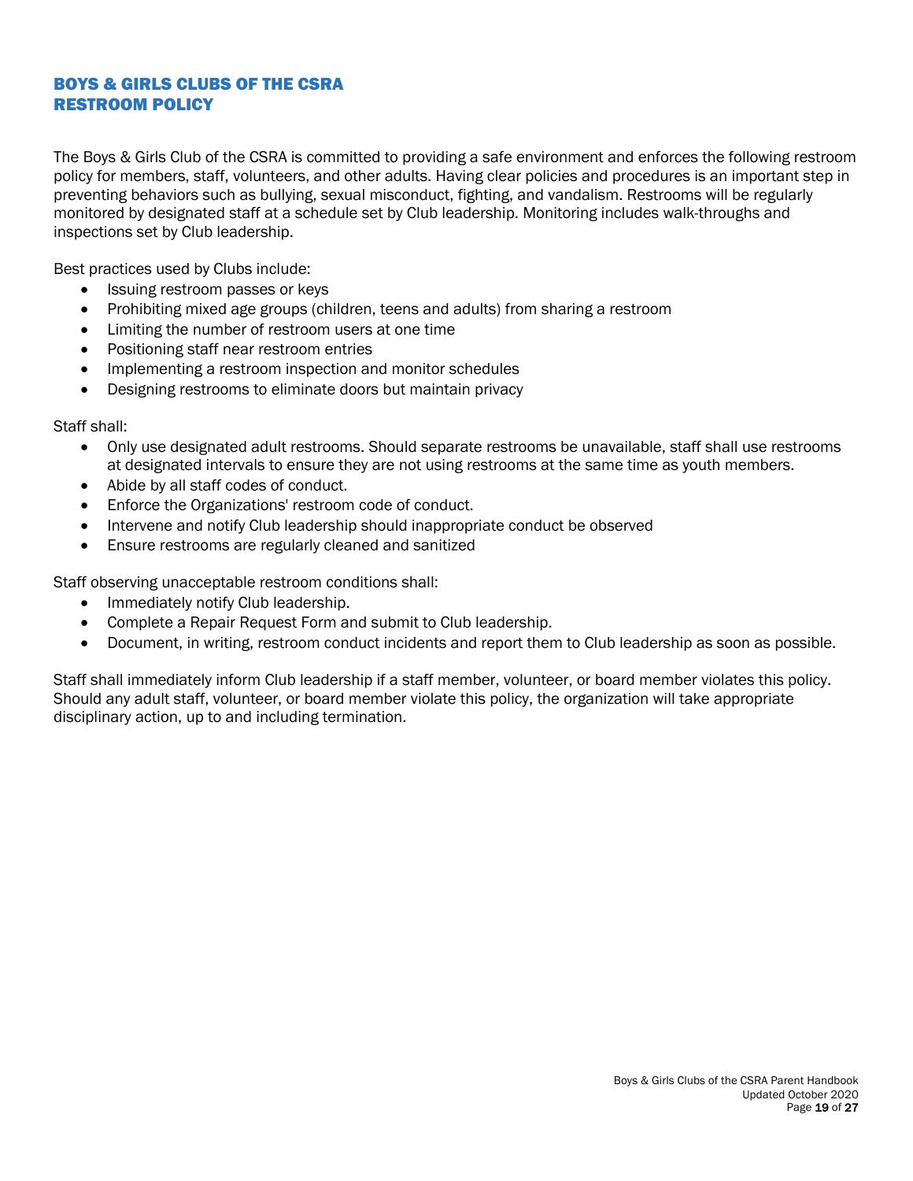# BOYS & GIRLS CLUBS OF THE CSRA
# RESTROOM POLICY

The Boys & Girls Club of the CSRA is committed to providing a safe environment and enforces the following restroom policy for members, staff, volunteers, and other adults. Having clear policies and procedures is an important step in preventing behaviors such as bullying, sexual misconduct, fighting, and vandalism. Restrooms will be regularly monitored by designated staff at a schedule set by Club leadership. Monitoring includes walk-throughs and inspections set by Club leadership.

Best practices used by Clubs include:

- Issuing restroom passes or keys
- Prohibiting mixed age groups (children, teens and adults) from sharing a restroom
- Limiting the number of restroom users at one time
- Positioning staff near restroom entries
- Implementing a restroom inspection and monitor schedules
- Designing restrooms to eliminate doors but maintain privacy

Staff shall:

- Only use designated adult restrooms. Should separate restrooms be unavailable, staff shall use restrooms at designated intervals to ensure they are not using restrooms at the same time as youth members.
- Abide by all staff codes of conduct.
- Enforce the Organizations' restroom code of conduct.
- Intervene and notify Club leadership should inappropriate conduct be observed
- Ensure restrooms are regularly cleaned and sanitized

Staff observing unacceptable restroom conditions shall:

- Immediately notify Club leadership.
- Complete a Repair Request Form and submit to Club leadership.
- Document, in writing, restroom conduct incidents and report them to Club leadership as soon as possible.

Staff shall immediately inform Club leadership if a staff member, volunteer, or board member violates this policy. Should any adult staff, volunteer, or board member violate this policy, the organization will take appropriate disciplinary action, up to and including termination.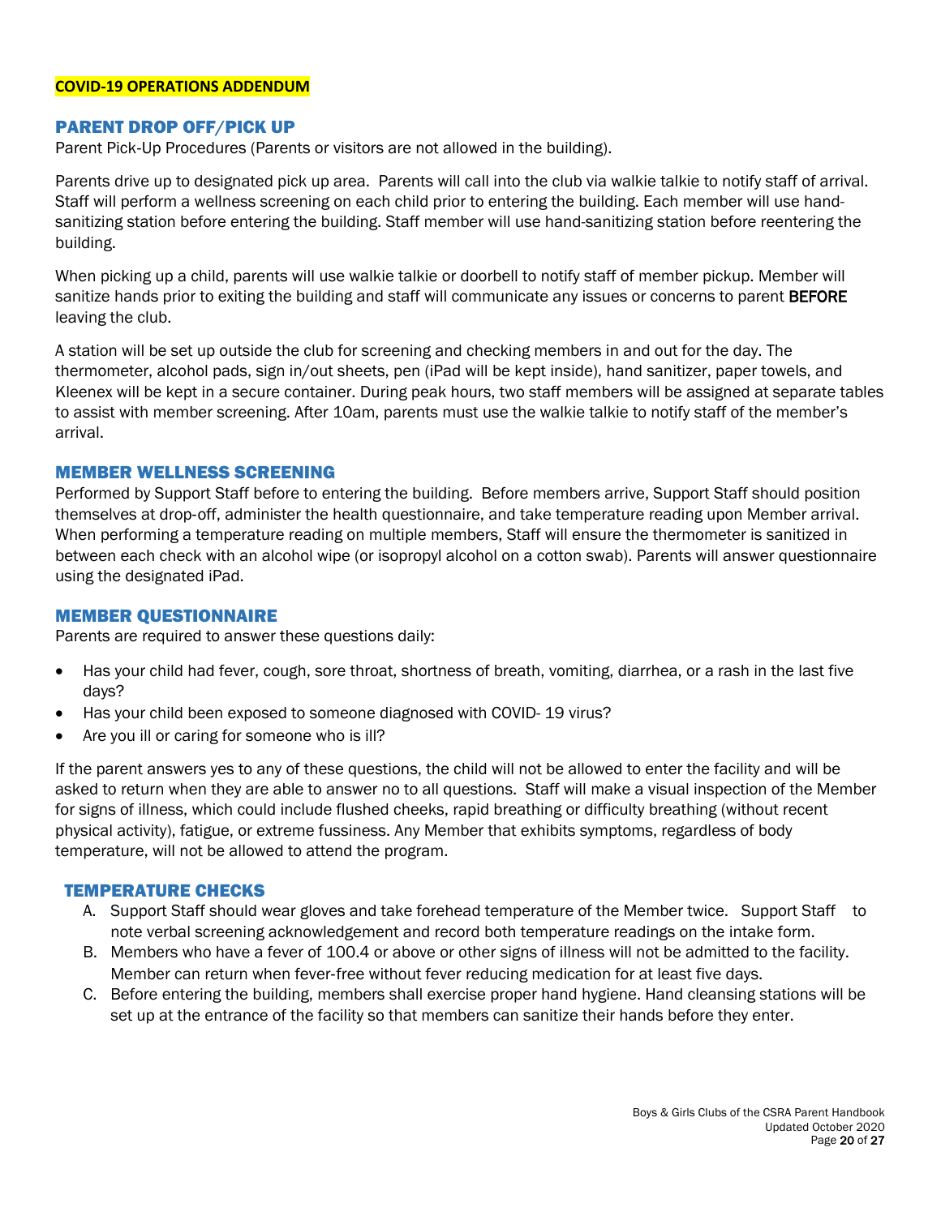**COVID-19 OPERATIONS ADDENDUM**

## PARENT DROP OFF/PICK UP

Parent Pick-Up Procedures (Parents or visitors are not allowed in the building).

Parents drive up to designated pick up area. Parents will call into the club via walkie talkie to notify staff of arrival. Staff will perform a wellness screening on each child prior to entering the building. Each member will use hand-sanitizing station before entering the building. Staff member will use hand-sanitizing station before reentering the building.

When picking up a child, parents will use walkie talkie or doorbell to notify staff of member pickup. Member will sanitize hands prior to exiting the building and staff will communicate any issues or concerns to parent **BEFORE** leaving the club.

A station will be set up outside the club for screening and checking members in and out for the day. The thermometer, alcohol pads, sign in/out sheets, pen (iPad will be kept inside), hand sanitizer, paper towels, and Kleenex will be kept in a secure container. During peak hours, two staff members will be assigned at separate tables to assist with member screening. After 10am, parents must use the walkie talkie to notify staff of the member's arrival.

## MEMBER WELLNESS SCREENING

Performed by Support Staff before to entering the building. Before members arrive, Support Staff should position themselves at drop-off, administer the health questionnaire, and take temperature reading upon Member arrival. When performing a temperature reading on multiple members, Staff will ensure the thermometer is sanitized in between each check with an alcohol wipe (or isopropyl alcohol on a cotton swab). Parents will answer questionnaire using the designated iPad.

## MEMBER QUESTIONNAIRE

Parents are required to answer these questions daily:

- Has your child had fever, cough, sore throat, shortness of breath, vomiting, diarrhea, or a rash in the last five days?
- Has your child been exposed to someone diagnosed with COVID- 19 virus?
- Are you ill or caring for someone who is ill?

If the parent answers yes to any of these questions, the child will not be allowed to enter the facility and will be asked to return when they are able to answer no to all questions. Staff will make a visual inspection of the Member for signs of illness, which could include flushed cheeks, rapid breathing or difficulty breathing (without recent physical activity), fatigue, or extreme fussiness. Any Member that exhibits symptoms, regardless of body temperature, will not be allowed to attend the program.

## TEMPERATURE CHECKS

A. Support Staff should wear gloves and take forehead temperature of the Member twice. Support Staff to note verbal screening acknowledgement and record both temperature readings on the intake form.
B. Members who have a fever of 100.4 or above or other signs of illness will not be admitted to the facility. Member can return when fever-free without fever reducing medication for at least five days.
C. Before entering the building, members shall exercise proper hand hygiene. Hand cleansing stations will be set up at the entrance of the facility so that members can sanitize their hands before they enter.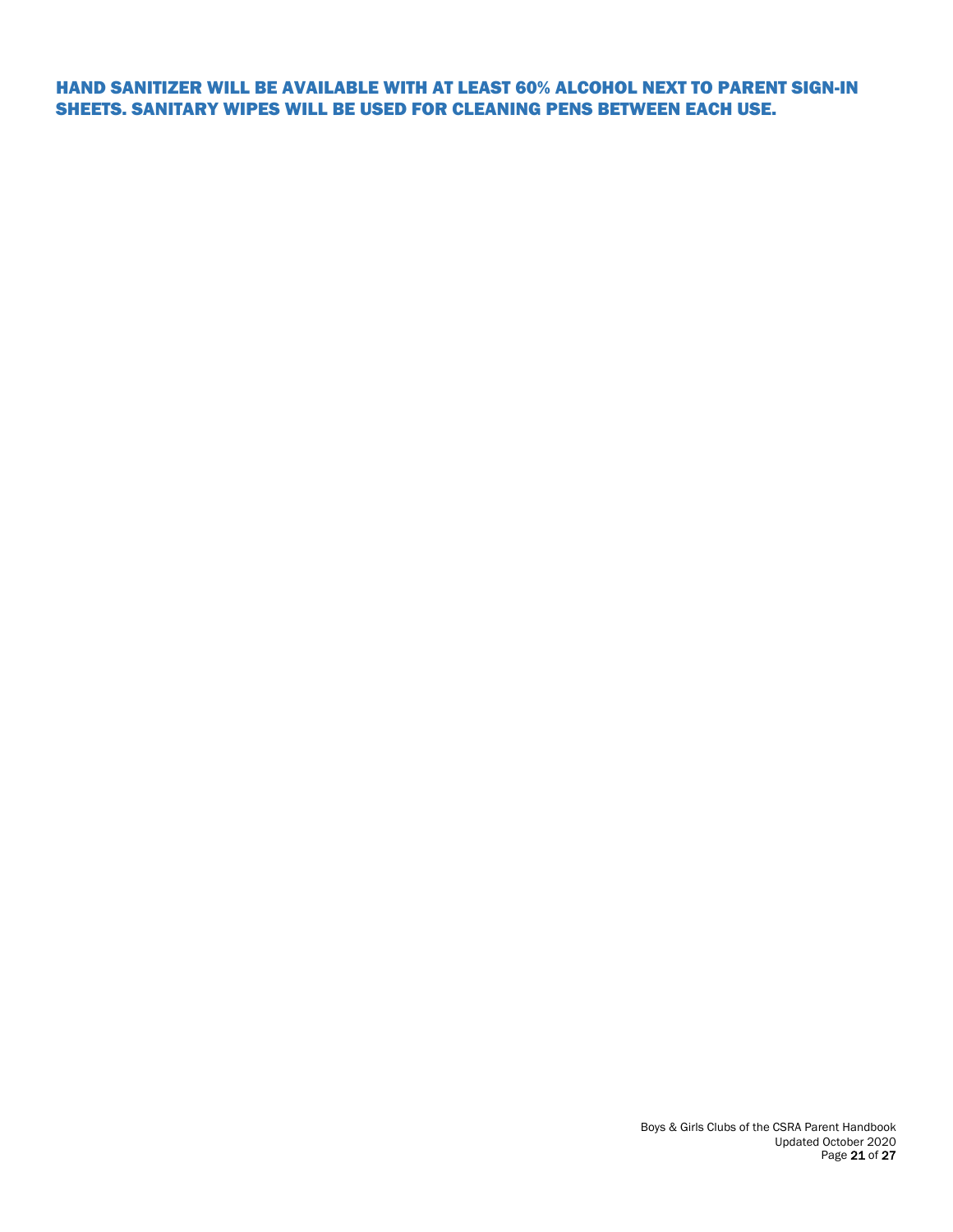**HAND SANITIZER WILL BE AVAILABLE WITH AT LEAST 60% ALCOHOL NEXT TO PARENT SIGN-IN SHEETS. SANITARY WIPES WILL BE USED FOR CLEANING PENS BETWEEN EACH USE.**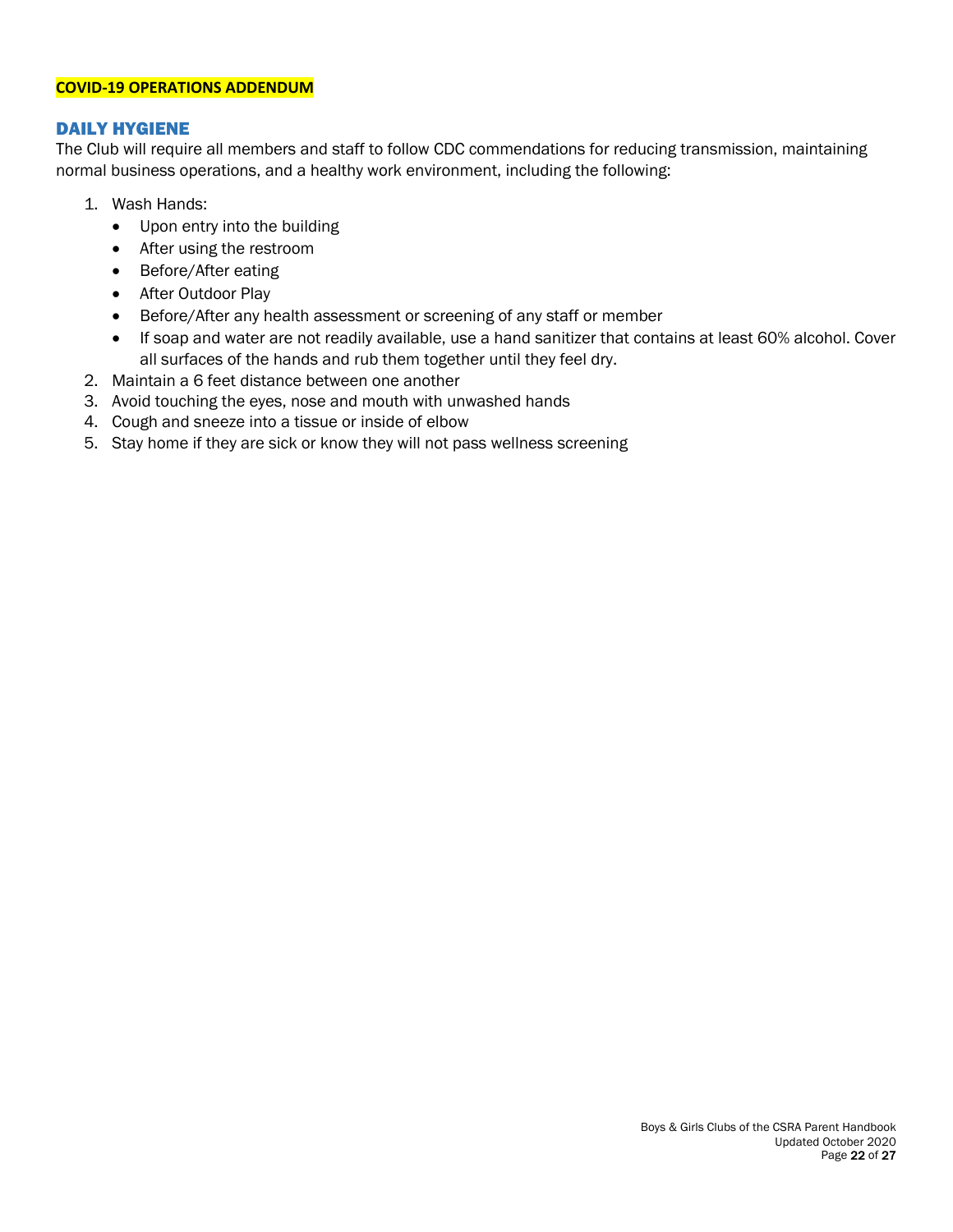**COVID-19 OPERATIONS ADDENDUM**

## DAILY HYGIENE

The Club will require all members and staff to follow CDC commendations for reducing transmission, maintaining normal business operations, and a healthy work environment, including the following:

1. Wash Hands:
   - Upon entry into the building
   - After using the restroom
   - Before/After eating
   - After Outdoor Play
   - Before/After any health assessment or screening of any staff or member
   - If soap and water are not readily available, use a hand sanitizer that contains at least 60% alcohol. Cover all surfaces of the hands and rub them together until they feel dry.
2. Maintain a 6 feet distance between one another
3. Avoid touching the eyes, nose and mouth with unwashed hands
4. Cough and sneeze into a tissue or inside of elbow
5. Stay home if they are sick or know they will not pass wellness screening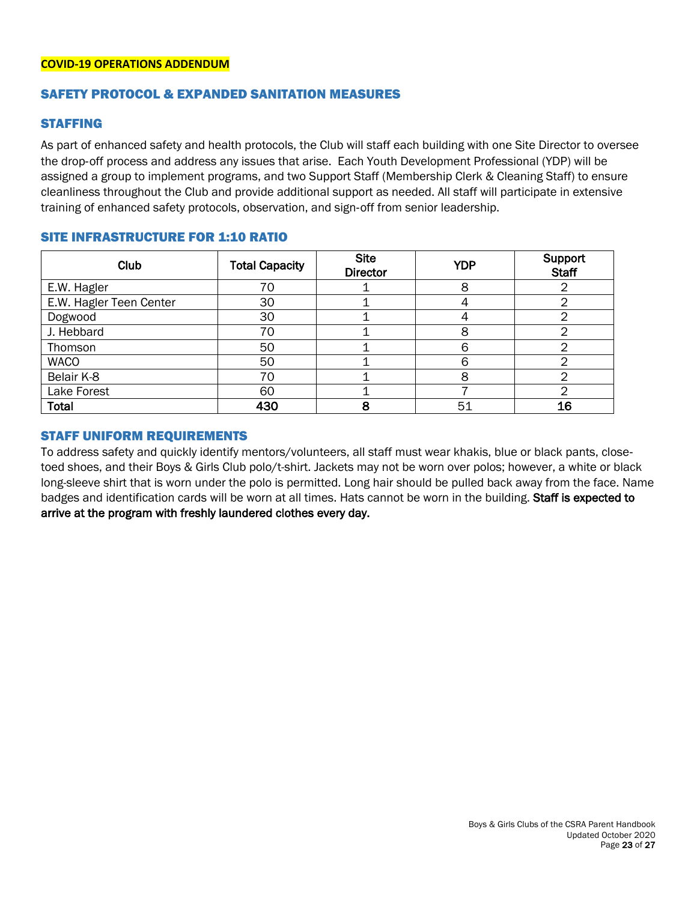**COVID-19 OPERATIONS ADDENDUM**

## SAFETY PROTOCOL & EXPANDED SANITATION MEASURES

### STAFFING

As part of enhanced safety and health protocols, the Club will staff each building with one Site Director to oversee the drop-off process and address any issues that arise. Each Youth Development Professional (YDP) will be assigned a group to implement programs, and two Support Staff (Membership Clerk & Cleaning Staff) to ensure cleanliness throughout the Club and provide additional support as needed. All staff will participate in extensive training of enhanced safety protocols, observation, and sign-off from senior leadership.

### SITE INFRASTRUCTURE FOR 1:10 RATIO

| Club | Total Capacity | Site Director | YDP | Support Staff |
|---|---|---|---|---|
| E.W. Hagler | 70 | 1 | 8 | 2 |
| E.W. Hagler Teen Center | 30 | 1 | 4 | 2 |
| Dogwood | 30 | 1 | 4 | 2 |
| J. Hebbard | 70 | 1 | 8 | 2 |
| Thomson | 50 | 1 | 6 | 2 |
| WACO | 50 | 1 | 6 | 2 |
| Belair K-8 | 70 | 1 | 8 | 2 |
| Lake Forest | 60 | 1 | 7 | 2 |
| **Total** | **430** | **8** | 51 | **16** |

### STAFF UNIFORM REQUIREMENTS

To address safety and quickly identify mentors/volunteers, all staff must wear khakis, blue or black pants, close-toed shoes, and their Boys & Girls Club polo/t-shirt. Jackets may not be worn over polos; however, a white or black long-sleeve shirt that is worn under the polo is permitted. Long hair should be pulled back away from the face. Name badges and identification cards will be worn at all times. Hats cannot be worn in the building. **Staff is expected to arrive at the program with freshly laundered clothes every day.**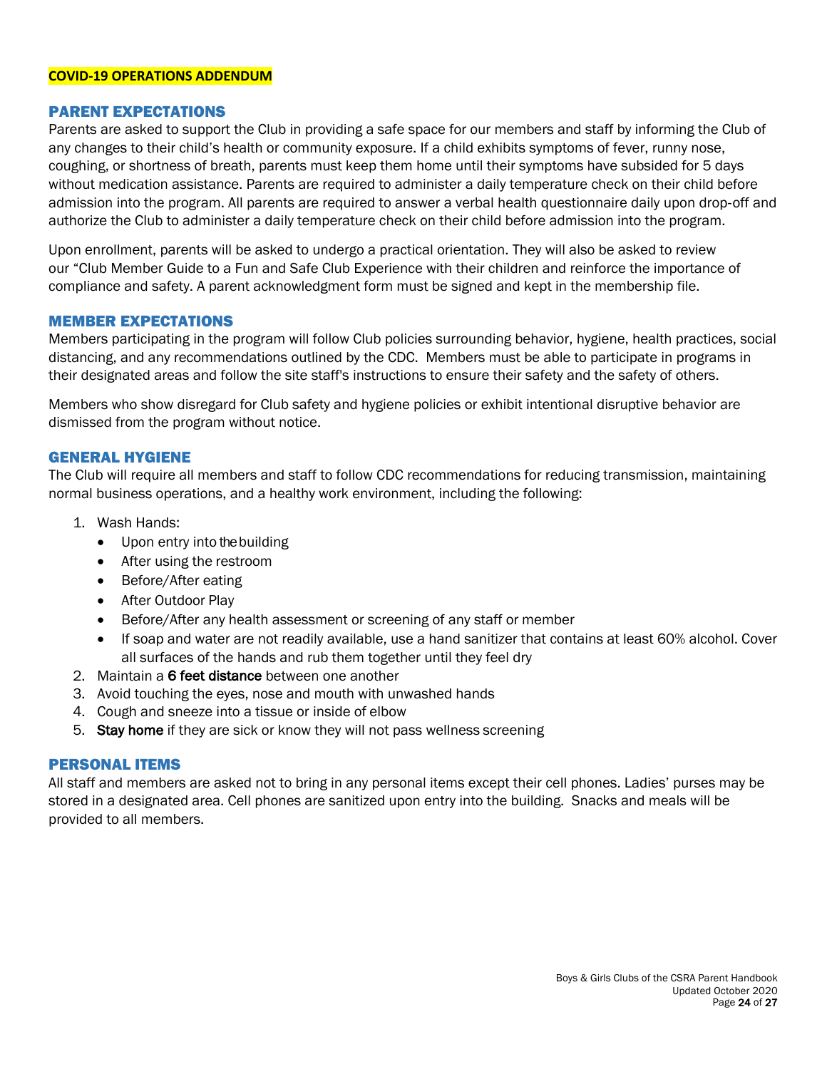**COVID-19 OPERATIONS ADDENDUM**

## PARENT EXPECTATIONS

Parents are asked to support the Club in providing a safe space for our members and staff by informing the Club of any changes to their child's health or community exposure. If a child exhibits symptoms of fever, runny nose, coughing, or shortness of breath, parents must keep them home until their symptoms have subsided for 5 days without medication assistance. Parents are required to administer a daily temperature check on their child before admission into the program. All parents are required to answer a verbal health questionnaire daily upon drop-off and authorize the Club to administer a daily temperature check on their child before admission into the program.

Upon enrollment, parents will be asked to undergo a practical orientation. They will also be asked to review our "Club Member Guide to a Fun and Safe Club Experience with their children and reinforce the importance of compliance and safety. A parent acknowledgment form must be signed and kept in the membership file.

## MEMBER EXPECTATIONS

Members participating in the program will follow Club policies surrounding behavior, hygiene, health practices, social distancing, and any recommendations outlined by the CDC. Members must be able to participate in programs in their designated areas and follow the site staff's instructions to ensure their safety and the safety of others.

Members who show disregard for Club safety and hygiene policies or exhibit intentional disruptive behavior are dismissed from the program without notice.

## GENERAL HYGIENE

The Club will require all members and staff to follow CDC recommendations for reducing transmission, maintaining normal business operations, and a healthy work environment, including the following:

1. Wash Hands:
   - Upon entry into the building
   - After using the restroom
   - Before/After eating
   - After Outdoor Play
   - Before/After any health assessment or screening of any staff or member
   - If soap and water are not readily available, use a hand sanitizer that contains at least 60% alcohol. Cover all surfaces of the hands and rub them together until they feel dry
2. Maintain a **6 feet distance** between one another
3. Avoid touching the eyes, nose and mouth with unwashed hands
4. Cough and sneeze into a tissue or inside of elbow
5. **Stay home** if they are sick or know they will not pass wellness screening

## PERSONAL ITEMS

All staff and members are asked not to bring in any personal items except their cell phones. Ladies' purses may be stored in a designated area. Cell phones are sanitized upon entry into the building. Snacks and meals will be provided to all members.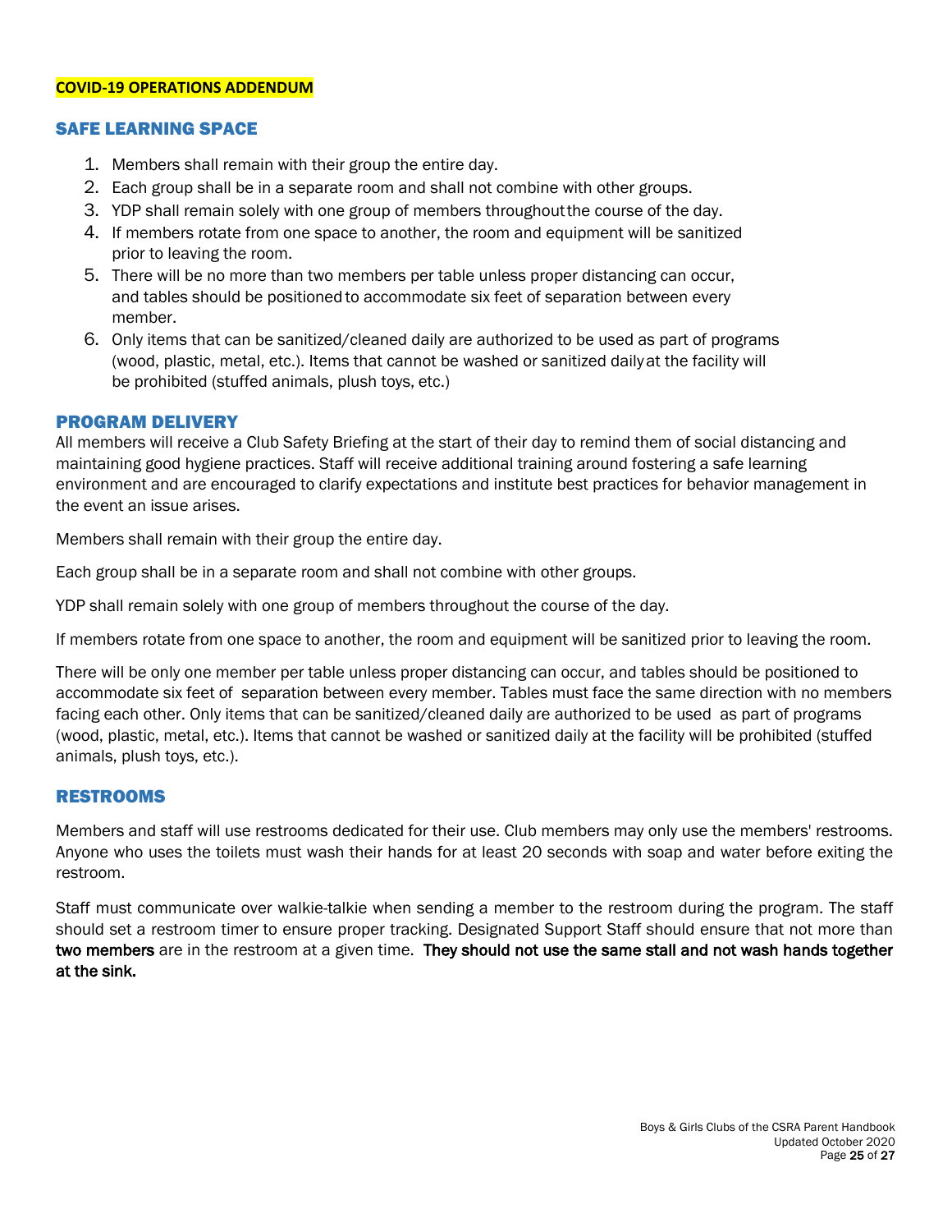**COVID-19 OPERATIONS ADDENDUM**

## SAFE LEARNING SPACE

1. Members shall remain with their group the entire day.
2. Each group shall be in a separate room and shall not combine with other groups.
3. YDP shall remain solely with one group of members throughout the course of the day.
4. If members rotate from one space to another, the room and equipment will be sanitized prior to leaving the room.
5. There will be no more than two members per table unless proper distancing can occur, and tables should be positioned to accommodate six feet of separation between every member.
6. Only items that can be sanitized/cleaned daily are authorized to be used as part of programs (wood, plastic, metal, etc.). Items that cannot be washed or sanitized daily at the facility will be prohibited (stuffed animals, plush toys, etc.)

## PROGRAM DELIVERY

All members will receive a Club Safety Briefing at the start of their day to remind them of social distancing and maintaining good hygiene practices. Staff will receive additional training around fostering a safe learning environment and are encouraged to clarify expectations and institute best practices for behavior management in the event an issue arises.

Members shall remain with their group the entire day.

Each group shall be in a separate room and shall not combine with other groups.

YDP shall remain solely with one group of members throughout the course of the day.

If members rotate from one space to another, the room and equipment will be sanitized prior to leaving the room.

There will be only one member per table unless proper distancing can occur, and tables should be positioned to accommodate six feet of separation between every member. Tables must face the same direction with no members facing each other. Only items that can be sanitized/cleaned daily are authorized to be used as part of programs (wood, plastic, metal, etc.). Items that cannot be washed or sanitized daily at the facility will be prohibited (stuffed animals, plush toys, etc.).

## RESTROOMS

Members and staff will use restrooms dedicated for their use. Club members may only use the members' restrooms. Anyone who uses the toilets must wash their hands for at least 20 seconds with soap and water before exiting the restroom.

Staff must communicate over walkie-talkie when sending a member to the restroom during the program. The staff should set a restroom timer to ensure proper tracking. Designated Support Staff should ensure that not more than **two members** are in the restroom at a given time. **They should not use the same stall and not wash hands together at the sink.**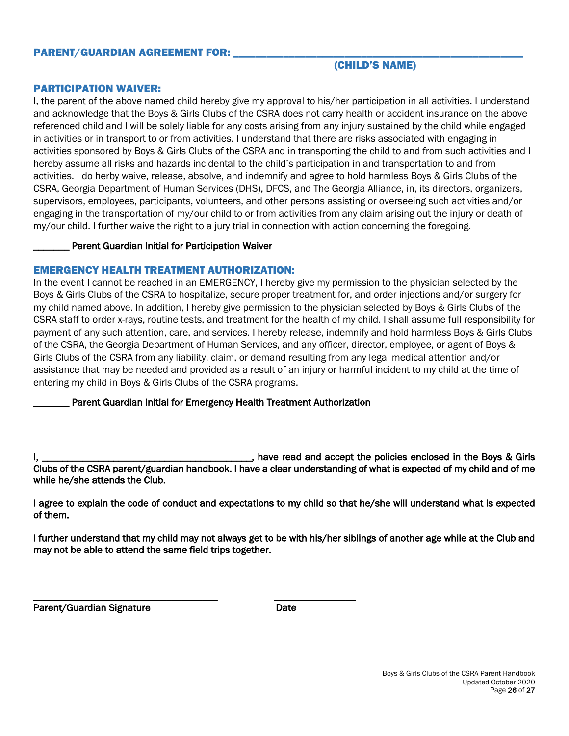## PARENT/GUARDIAN AGREEMENT FOR: ______________________________________________

**(CHILD'S NAME)**

## PARTICIPATION WAIVER:

I, the parent of the above named child hereby give my approval to his/her participation in all activities. I understand and acknowledge that the Boys & Girls Clubs of the CSRA does not carry health or accident insurance on the above referenced child and I will be solely liable for any costs arising from any injury sustained by the child while engaged in activities or in transport to or from activities. I understand that there are risks associated with engaging in activities sponsored by Boys & Girls Clubs of the CSRA and in transporting the child to and from such activities and I hereby assume all risks and hazards incidental to the child's participation in and transportation to and from activities. I do herby waive, release, absolve, and indemnify and agree to hold harmless Boys & Girls Clubs of the CSRA, Georgia Department of Human Services (DHS), DFCS, and The Georgia Alliance, in, its directors, organizers, supervisors, employees, participants, volunteers, and other persons assisting or overseeing such activities and/or engaging in the transportation of my/our child to or from activities from any claim arising out the injury or death of my/our child. I further waive the right to a jury trial in connection with action concerning the foregoing.

_______ Parent Guardian Initial for Participation Waiver

## EMERGENCY HEALTH TREATMENT AUTHORIZATION:

In the event I cannot be reached in an EMERGENCY, I hereby give my permission to the physician selected by the Boys & Girls Clubs of the CSRA to hospitalize, secure proper treatment for, and order injections and/or surgery for my child named above. In addition, I hereby give permission to the physician selected by Boys & Girls Clubs of the CSRA staff to order x-rays, routine tests, and treatment for the health of my child. I shall assume full responsibility for payment of any such attention, care, and services. I hereby release, indemnify and hold harmless Boys & Girls Clubs of the CSRA, the Georgia Department of Human Services, and any officer, director, employee, or agent of Boys & Girls Clubs of the CSRA from any liability, claim, or demand resulting from any legal medical attention and/or assistance that may be needed and provided as a result of an injury or harmful incident to my child at the time of entering my child in Boys & Girls Clubs of the CSRA programs.

_______ Parent Guardian Initial for Emergency Health Treatment Authorization

I, ________________________________________, have read and accept the policies enclosed in the Boys & Girls Clubs of the CSRA parent/guardian handbook. I have a clear understanding of what is expected of my child and of me while he/she attends the Club.

I agree to explain the code of conduct and expectations to my child so that he/she will understand what is expected of them.

I further understand that my child may not always get to be with his/her siblings of another age while at the Club and may not be able to attend the same field trips together.

___________________________________ ________________

Parent/Guardian Signature Date